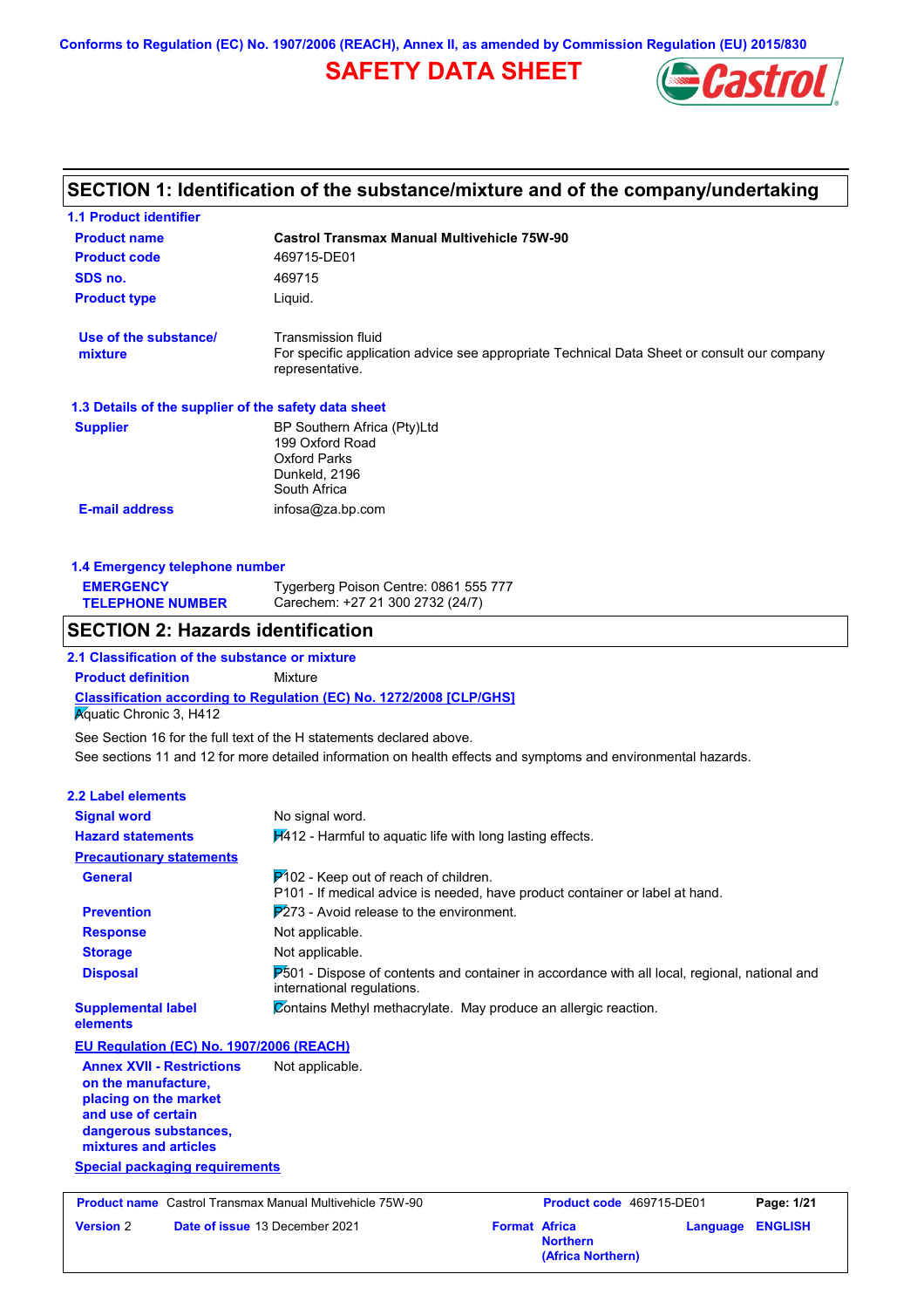Conforms to Regulation (EC) No. 1907/2006 (REACH), Annex II, as amended by Commission Regulation (EU) 2015/830

# SAFETY DATA SHEET

## SECTION 1: Identification of the substance/mixture and of the company/undertaking

### 1.1 Product identifier

| | |
|---|---|
| **Product name** | **Castrol Transmax Manual Multivehicle 75W-90** |
| **Product code** | 469715-DE01 |
| **SDS no.** | 469715 |
| **Product type** | Liquid. |
| **Use of the substance/ mixture** | Transmission fluid<br>For specific application advice see appropriate Technical Data Sheet or consult our company representative. |

### 1.3 Details of the supplier of the safety data sheet

| | |
|---|---|
| **Supplier** | BP Southern Africa (Pty)Ltd<br>199 Oxford Road<br>Oxford Parks<br>Dunkeld, 2196<br>South Africa |
| **E-mail address** | infosa@za.bp.com |

### 1.4 Emergency telephone number

| | |
|---|---|
| **EMERGENCY TELEPHONE NUMBER** | Tygerberg Poison Centre: 0861 555 777<br>Carechem: +27 21 300 2732 (24/7) |

## SECTION 2: Hazards identification

### 2.1 Classification of the substance or mixture

**Product definition** Mixture

**Classification according to Regulation (EC) No. 1272/2008 [CLP/GHS]**

Aquatic Chronic 3, H412

See Section 16 for the full text of the H statements declared above.

See sections 11 and 12 for more detailed information on health effects and symptoms and environmental hazards.

### 2.2 Label elements

| | |
|---|---|
| **Signal word** | No signal word. |
| **Hazard statements** | H412 - Harmful to aquatic life with long lasting effects. |
| **Precautionary statements** | |
| **General** | P102 - Keep out of reach of children.<br>P101 - If medical advice is needed, have product container or label at hand. |
| **Prevention** | P273 - Avoid release to the environment. |
| **Response** | Not applicable. |
| **Storage** | Not applicable. |
| **Disposal** | P501 - Dispose of contents and container in accordance with all local, regional, national and international regulations. |
| **Supplemental label elements** | Contains Methyl methacrylate. May produce an allergic reaction. |

**EU Regulation (EC) No. 1907/2006 (REACH)**

| | |
|---|---|
| **Annex XVII - Restrictions on the manufacture, placing on the market and use of certain dangerous substances, mixtures and articles** | Not applicable. |

**Special packaging requirements**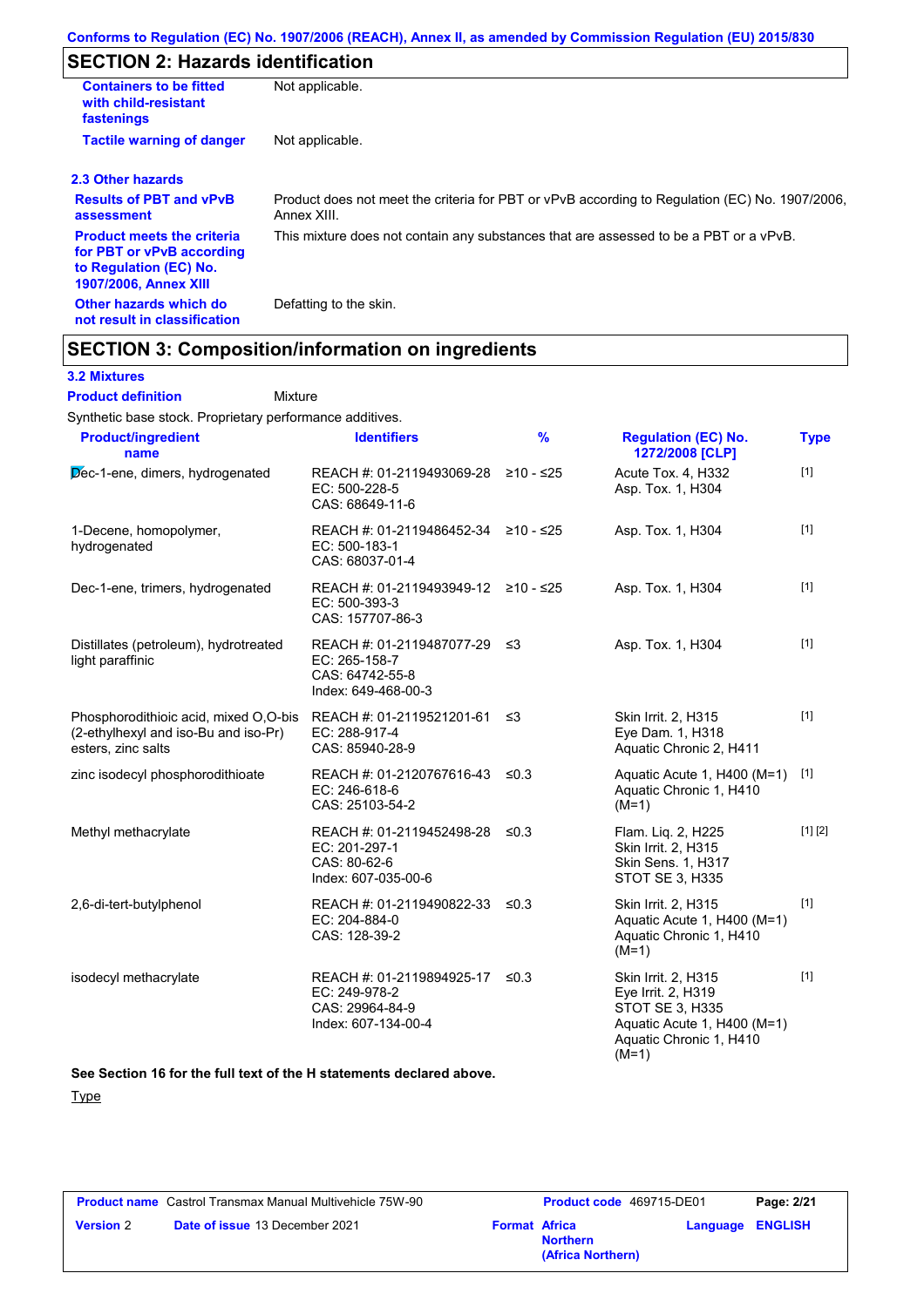## SECTION 2: Hazards identification

**Containers to be fitted with child-resistant fastenings** Not applicable.

**Tactile warning of danger** Not applicable.

### 2.3 Other hazards

**Results of PBT and vPvB assessment** Product does not meet the criteria for PBT or vPvB according to Regulation (EC) No. 1907/2006, Annex XIII.

**Product meets the criteria for PBT or vPvB according to Regulation (EC) No. 1907/2006, Annex XIII** This mixture does not contain any substances that are assessed to be a PBT or a vPvB.

**Other hazards which do not result in classification** Defatting to the skin.

## SECTION 3: Composition/information on ingredients

### 3.2 Mixtures

**Product definition** Mixture

Synthetic base stock. Proprietary performance additives.

| Product/ingredient name | Identifiers | % | Regulation (EC) No. 1272/2008 [CLP] | Type |
|---|---|---|---|---|
| Dec-1-ene, dimers, hydrogenated | REACH #: 01-2119493069-28<br>EC: 500-228-5<br>CAS: 68649-11-6 | ≥10 - ≤25 | Acute Tox. 4, H332<br>Asp. Tox. 1, H304 | [1] |
| 1-Decene, homopolymer, hydrogenated | REACH #: 01-2119486452-34<br>EC: 500-183-1<br>CAS: 68037-01-4 | ≥10 - ≤25 | Asp. Tox. 1, H304 | [1] |
| Dec-1-ene, trimers, hydrogenated | REACH #: 01-2119493949-12<br>EC: 500-393-3<br>CAS: 157707-86-3 | ≥10 - ≤25 | Asp. Tox. 1, H304 | [1] |
| Distillates (petroleum), hydrotreated light paraffinic | REACH #: 01-2119487077-29<br>EC: 265-158-7<br>CAS: 64742-55-8<br>Index: 649-468-00-3 | ≤3 | Asp. Tox. 1, H304 | [1] |
| Phosphorodithioic acid, mixed O,O-bis (2-ethylhexyl and iso-Bu and iso-Pr) esters, zinc salts | REACH #: 01-2119521201-61<br>EC: 288-917-4<br>CAS: 85940-28-9 | ≤3 | Skin Irrit. 2, H315<br>Eye Dam. 1, H318<br>Aquatic Chronic 2, H411 | [1] |
| zinc isodecyl phosphorodithioate | REACH #: 01-2120767616-43<br>EC: 246-618-6<br>CAS: 25103-54-2 | ≤0.3 | Aquatic Acute 1, H400 (M=1)<br>Aquatic Chronic 1, H410 (M=1) | [1] |
| Methyl methacrylate | REACH #: 01-2119452498-28<br>EC: 201-297-1<br>CAS: 80-62-6<br>Index: 607-035-00-6 | ≤0.3 | Flam. Liq. 2, H225<br>Skin Irrit. 2, H315<br>Skin Sens. 1, H317<br>STOT SE 3, H335 | [1] [2] |
| 2,6-di-tert-butylphenol | REACH #: 01-2119490822-33<br>EC: 204-884-0<br>CAS: 128-39-2 | ≤0.3 | Skin Irrit. 2, H315<br>Aquatic Acute 1, H400 (M=1)<br>Aquatic Chronic 1, H410 (M=1) | [1] |
| isodecyl methacrylate | REACH #: 01-2119894925-17<br>EC: 249-978-2<br>CAS: 29964-84-9<br>Index: 607-134-00-4 | ≤0.3 | Skin Irrit. 2, H315<br>Eye Irrit. 2, H319<br>STOT SE 3, H335<br>Aquatic Acute 1, H400 (M=1)<br>Aquatic Chronic 1, H410 (M=1) | [1] |

**See Section 16 for the full text of the H statements declared above.**

Type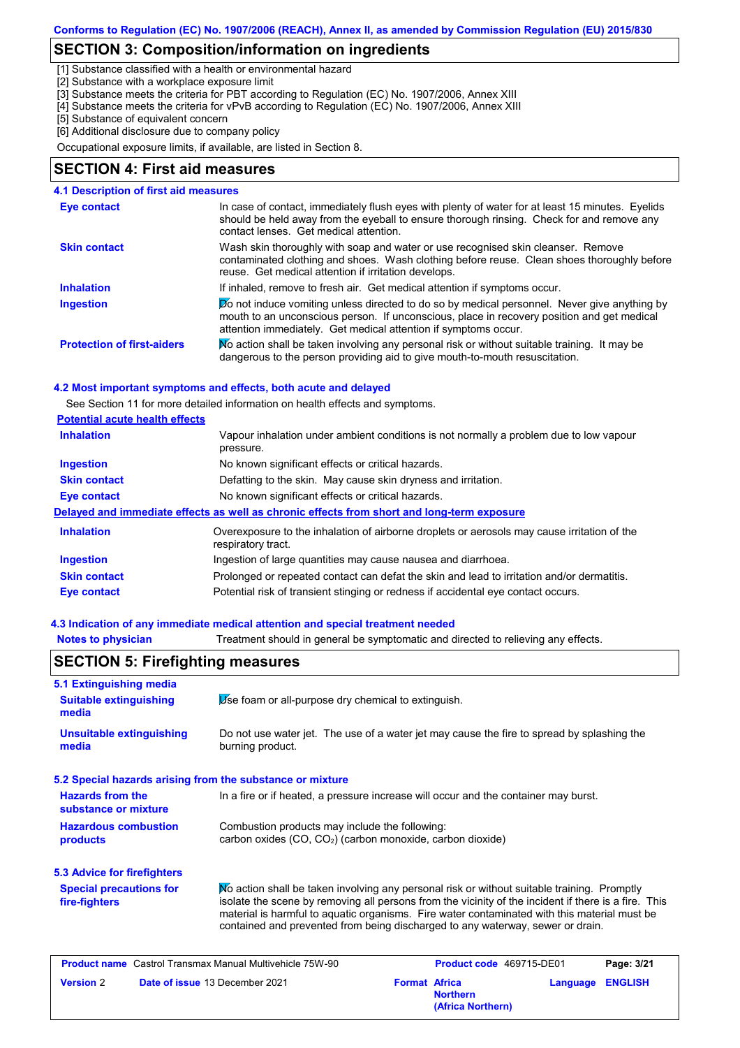## SECTION 3: Composition/information on ingredients

[1] Substance classified with a health or environmental hazard
[2] Substance with a workplace exposure limit
[3] Substance meets the criteria for PBT according to Regulation (EC) No. 1907/2006, Annex XIII
[4] Substance meets the criteria for vPvB according to Regulation (EC) No. 1907/2006, Annex XIII
[5] Substance of equivalent concern
[6] Additional disclosure due to company policy

Occupational exposure limits, if available, are listed in Section 8.

## SECTION 4: First aid measures

### 4.1 Description of first aid measures

**Eye contact**
In case of contact, immediately flush eyes with plenty of water for at least 15 minutes. Eyelids should be held away from the eyeball to ensure thorough rinsing. Check for and remove any contact lenses. Get medical attention.

**Skin contact**
Wash skin thoroughly with soap and water or use recognised skin cleanser. Remove contaminated clothing and shoes. Wash clothing before reuse. Clean shoes thoroughly before reuse. Get medical attention if irritation develops.

**Inhalation**
If inhaled, remove to fresh air. Get medical attention if symptoms occur.

**Ingestion**
Do not induce vomiting unless directed to do so by medical personnel. Never give anything by mouth to an unconscious person. If unconscious, place in recovery position and get medical attention immediately. Get medical attention if symptoms occur.

**Protection of first-aiders**
No action shall be taken involving any personal risk or without suitable training. It may be dangerous to the person providing aid to give mouth-to-mouth resuscitation.

### 4.2 Most important symptoms and effects, both acute and delayed

See Section 11 for more detailed information on health effects and symptoms.

**Potential acute health effects**

**Inhalation**
Vapour inhalation under ambient conditions is not normally a problem due to low vapour pressure.

**Ingestion**
No known significant effects or critical hazards.

**Skin contact**
Defatting to the skin. May cause skin dryness and irritation.

**Eye contact**
No known significant effects or critical hazards.

**Delayed and immediate effects as well as chronic effects from short and long-term exposure**

**Inhalation**
Overexposure to the inhalation of airborne droplets or aerosols may cause irritation of the respiratory tract.

**Ingestion**
Ingestion of large quantities may cause nausea and diarrhoea.

**Skin contact**
Prolonged or repeated contact can defat the skin and lead to irritation and/or dermatitis.

**Eye contact**
Potential risk of transient stinging or redness if accidental eye contact occurs.

### 4.3 Indication of any immediate medical attention and special treatment needed

**Notes to physician**
Treatment should in general be symptomatic and directed to relieving any effects.

## SECTION 5: Firefighting measures

### 5.1 Extinguishing media

**Suitable extinguishing media**
Use foam or all-purpose dry chemical to extinguish.

**Unsuitable extinguishing media**
Do not use water jet. The use of a water jet may cause the fire to spread by splashing the burning product.

### 5.2 Special hazards arising from the substance or mixture

**Hazards from the substance or mixture**
In a fire or if heated, a pressure increase will occur and the container may burst.

**Hazardous combustion products**
Combustion products may include the following:
carbon oxides (CO, $CO_2$) (carbon monoxide, carbon dioxide)

### 5.3 Advice for firefighters

**Special precautions for fire-fighters**
No action shall be taken involving any personal risk or without suitable training. Promptly isolate the scene by removing all persons from the vicinity of the incident if there is a fire. This material is harmful to aquatic organisms. Fire water contaminated with this material must be contained and prevented from being discharged to any waterway, sewer or drain.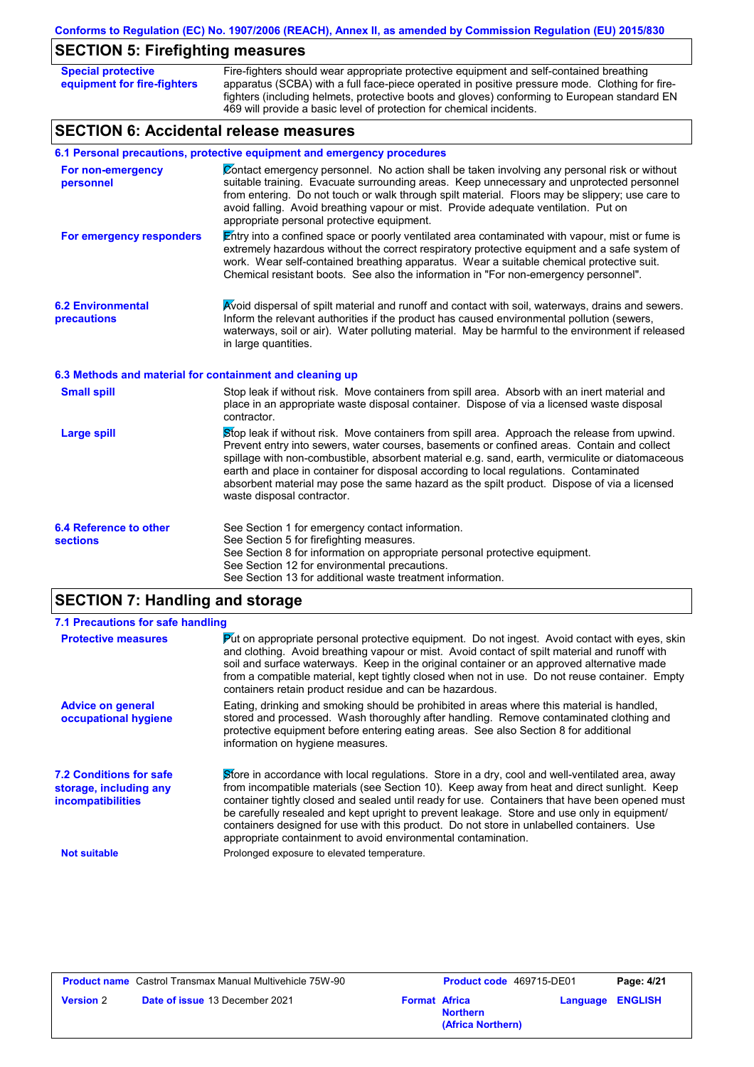## SECTION 5: Firefighting measures

| | |
|---|---|
| **Special protective equipment for fire-fighters** | Fire-fighters should wear appropriate protective equipment and self-contained breathing apparatus (SCBA) with a full face-piece operated in positive pressure mode. Clothing for fire-fighters (including helmets, protective boots and gloves) conforming to European standard EN 469 will provide a basic level of protection for chemical incidents. |

## SECTION 6: Accidental release measures

### 6.1 Personal precautions, protective equipment and emergency procedures

| | |
|---|---|
| **For non-emergency personnel** | Contact emergency personnel. No action shall be taken involving any personal risk or without suitable training. Evacuate surrounding areas. Keep unnecessary and unprotected personnel from entering. Do not touch or walk through spilt material. Floors may be slippery; use care to avoid falling. Avoid breathing vapour or mist. Provide adequate ventilation. Put on appropriate personal protective equipment. |
| **For emergency responders** | Entry into a confined space or poorly ventilated area contaminated with vapour, mist or fume is extremely hazardous without the correct respiratory protective equipment and a safe system of work. Wear self-contained breathing apparatus. Wear a suitable chemical protective suit. Chemical resistant boots. See also the information in "For non-emergency personnel". |

| | |
|---|---|
| **6.2 Environmental precautions** | Avoid dispersal of spilt material and runoff and contact with soil, waterways, drains and sewers. Inform the relevant authorities if the product has caused environmental pollution (sewers, waterways, soil or air). Water polluting material. May be harmful to the environment if released in large quantities. |

### 6.3 Methods and material for containment and cleaning up

| | |
|---|---|
| **Small spill** | Stop leak if without risk. Move containers from spill area. Absorb with an inert material and place in an appropriate waste disposal container. Dispose of via a licensed waste disposal contractor. |
| **Large spill** | Stop leak if without risk. Move containers from spill area. Approach the release from upwind. Prevent entry into sewers, water courses, basements or confined areas. Contain and collect spillage with non-combustible, absorbent material e.g. sand, earth, vermiculite or diatomaceous earth and place in container for disposal according to local regulations. Contaminated absorbent material may pose the same hazard as the spilt product. Dispose of via a licensed waste disposal contractor. |

| | |
|---|---|
| **6.4 Reference to other sections** | See Section 1 for emergency contact information.<br>See Section 5 for firefighting measures.<br>See Section 8 for information on appropriate personal protective equipment.<br>See Section 12 for environmental precautions.<br>See Section 13 for additional waste treatment information. |

## SECTION 7: Handling and storage

### 7.1 Precautions for safe handling

| | |
|---|---|
| **Protective measures** | Put on appropriate personal protective equipment. Do not ingest. Avoid contact with eyes, skin and clothing. Avoid breathing vapour or mist. Avoid contact of spilt material and runoff with soil and surface waterways. Keep in the original container or an approved alternative made from a compatible material, kept tightly closed when not in use. Do not reuse container. Empty containers retain product residue and can be hazardous. |
| **Advice on general occupational hygiene** | Eating, drinking and smoking should be prohibited in areas where this material is handled, stored and processed. Wash thoroughly after handling. Remove contaminated clothing and protective equipment before entering eating areas. See also Section 8 for additional information on hygiene measures. |

| | |
|---|---|
| **7.2 Conditions for safe storage, including any incompatibilities** | Store in accordance with local regulations. Store in a dry, cool and well-ventilated area, away from incompatible materials (see Section 10). Keep away from heat and direct sunlight. Keep container tightly closed and sealed until ready for use. Containers that have been opened must be carefully resealed and kept upright to prevent leakage. Store and use only in equipment/ containers designed for use with this product. Do not store in unlabelled containers. Use appropriate containment to avoid environmental contamination. |
| **Not suitable** | Prolonged exposure to elevated temperature. |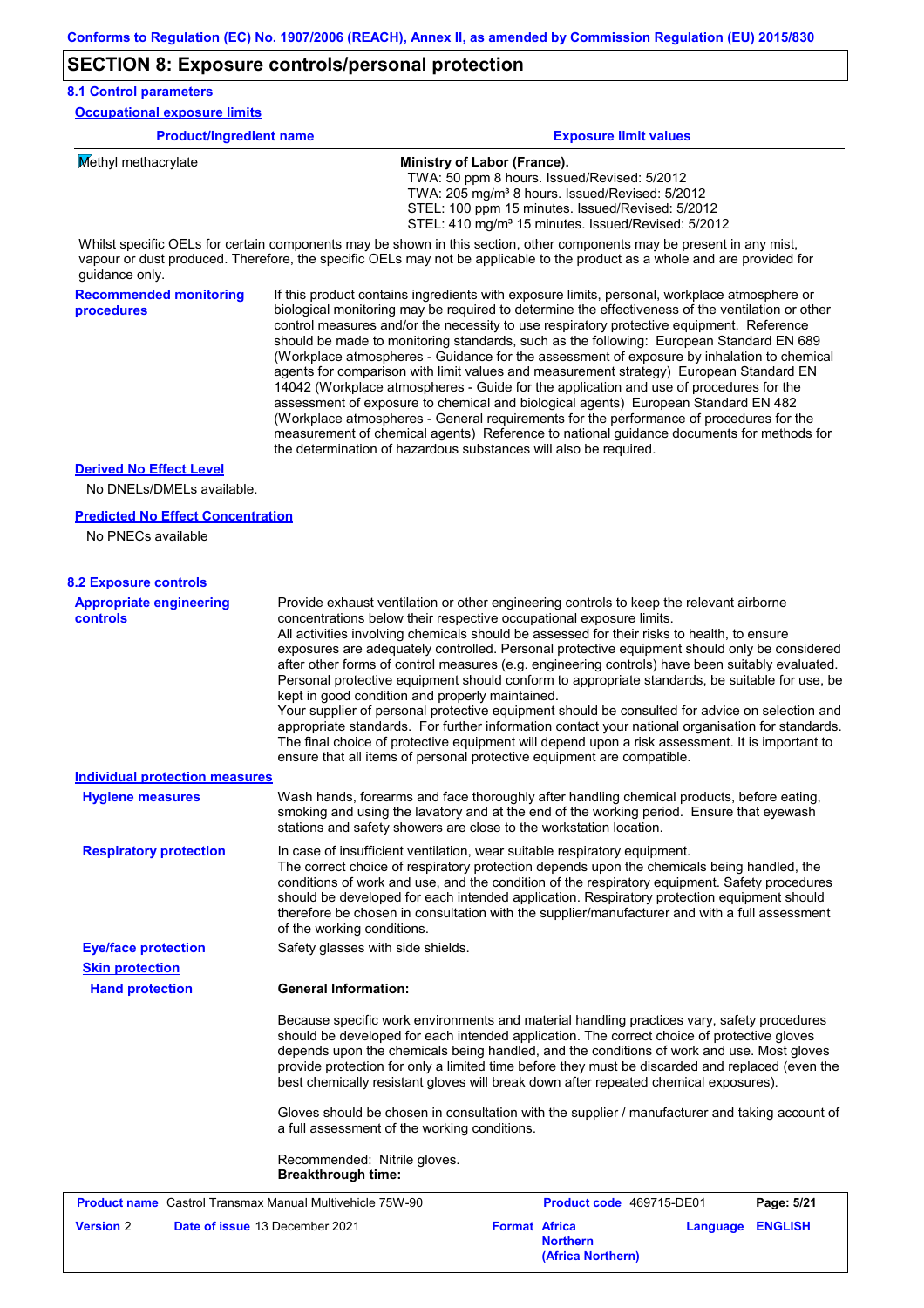## SECTION 8: Exposure controls/personal protection

### 8.1 Control parameters

**Occupational exposure limits**

| Product/ingredient name | Exposure limit values |
|---|---|
| Methyl methacrylate | **Ministry of Labor (France).**<br>TWA: 50 ppm 8 hours. Issued/Revised: 5/2012<br>TWA: 205 mg/m³ 8 hours. Issued/Revised: 5/2012<br>STEL: 100 ppm 15 minutes. Issued/Revised: 5/2012<br>STEL: 410 mg/m³ 15 minutes. Issued/Revised: 5/2012 |

Whilst specific OELs for certain components may be shown in this section, other components may be present in any mist, vapour or dust produced. Therefore, the specific OELs may not be applicable to the product as a whole and are provided for guidance only.

**Recommended monitoring procedures**

If this product contains ingredients with exposure limits, personal, workplace atmosphere or biological monitoring may be required to determine the effectiveness of the ventilation or other control measures and/or the necessity to use respiratory protective equipment. Reference should be made to monitoring standards, such as the following: European Standard EN 689 (Workplace atmospheres - Guidance for the assessment of exposure by inhalation to chemical agents for comparison with limit values and measurement strategy) European Standard EN 14042 (Workplace atmospheres - Guide for the application and use of procedures for the assessment of exposure to chemical and biological agents) European Standard EN 482 (Workplace atmospheres - General requirements for the performance of procedures for the measurement of chemical agents) Reference to national guidance documents for methods for the determination of hazardous substances will also be required.

**Derived No Effect Level**

No DNELs/DMELs available.

**Predicted No Effect Concentration**

No PNECs available

### 8.2 Exposure controls

**Appropriate engineering controls**

Provide exhaust ventilation or other engineering controls to keep the relevant airborne concentrations below their respective occupational exposure limits.
All activities involving chemicals should be assessed for their risks to health, to ensure exposures are adequately controlled. Personal protective equipment should only be considered after other forms of control measures (e.g. engineering controls) have been suitably evaluated. Personal protective equipment should conform to appropriate standards, be suitable for use, be kept in good condition and properly maintained.
Your supplier of personal protective equipment should be consulted for advice on selection and appropriate standards. For further information contact your national organisation for standards.
The final choice of protective equipment will depend upon a risk assessment. It is important to ensure that all items of personal protective equipment are compatible.

**Individual protection measures**

**Hygiene measures**

Wash hands, forearms and face thoroughly after handling chemical products, before eating, smoking and using the lavatory and at the end of the working period. Ensure that eyewash stations and safety showers are close to the workstation location.

**Respiratory protection**

In case of insufficient ventilation, wear suitable respiratory equipment.
The correct choice of respiratory protection depends upon the chemicals being handled, the conditions of work and use, and the condition of the respiratory equipment. Safety procedures should be developed for each intended application. Respiratory protection equipment should therefore be chosen in consultation with the supplier/manufacturer and with a full assessment of the working conditions.

**Eye/face protection**

Safety glasses with side shields.

**Skin protection**

**Hand protection**

**General Information:**

Because specific work environments and material handling practices vary, safety procedures should be developed for each intended application. The correct choice of protective gloves depends upon the chemicals being handled, and the conditions of work and use. Most gloves provide protection for only a limited time before they must be discarded and replaced (even the best chemically resistant gloves will break down after repeated chemical exposures).

Gloves should be chosen in consultation with the supplier / manufacturer and taking account of a full assessment of the working conditions.

Recommended: Nitrile gloves.
**Breakthrough time:**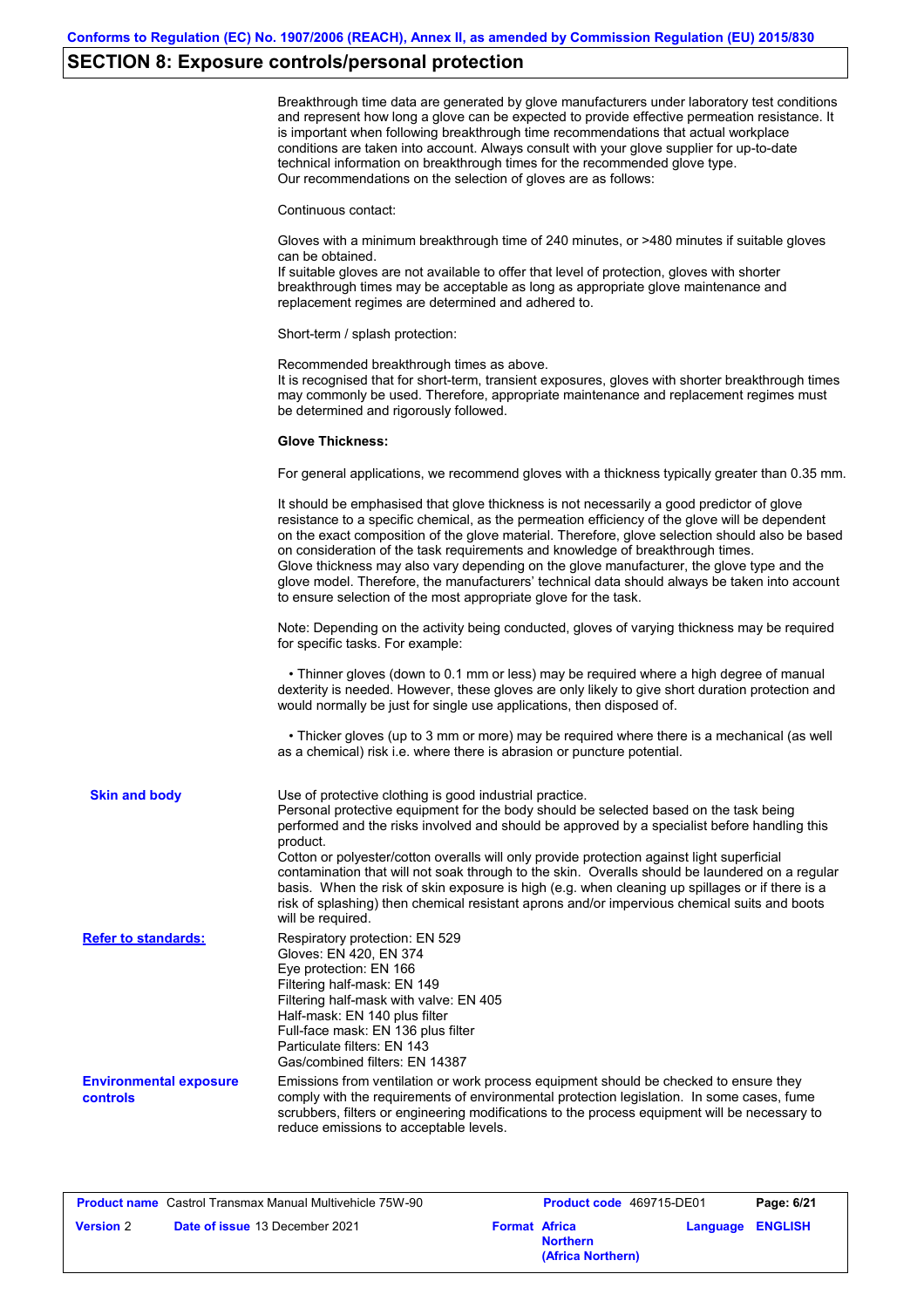## SECTION 8: Exposure controls/personal protection

Breakthrough time data are generated by glove manufacturers under laboratory test conditions and represent how long a glove can be expected to provide effective permeation resistance. It is important when following breakthrough time recommendations that actual workplace conditions are taken into account. Always consult with your glove supplier for up-to-date technical information on breakthrough times for the recommended glove type.
Our recommendations on the selection of gloves are as follows:

Continuous contact:

Gloves with a minimum breakthrough time of 240 minutes, or >480 minutes if suitable gloves can be obtained.
If suitable gloves are not available to offer that level of protection, gloves with shorter breakthrough times may be acceptable as long as appropriate glove maintenance and replacement regimes are determined and adhered to.

Short-term / splash protection:

Recommended breakthrough times as above.
It is recognised that for short-term, transient exposures, gloves with shorter breakthrough times may commonly be used. Therefore, appropriate maintenance and replacement regimes must be determined and rigorously followed.

**Glove Thickness:**

For general applications, we recommend gloves with a thickness typically greater than 0.35 mm.

It should be emphasised that glove thickness is not necessarily a good predictor of glove resistance to a specific chemical, as the permeation efficiency of the glove will be dependent on the exact composition of the glove material. Therefore, glove selection should also be based on consideration of the task requirements and knowledge of breakthrough times.
Glove thickness may also vary depending on the glove manufacturer, the glove type and the glove model. Therefore, the manufacturers' technical data should always be taken into account to ensure selection of the most appropriate glove for the task.

Note: Depending on the activity being conducted, gloves of varying thickness may be required for specific tasks. For example:

- Thinner gloves (down to 0.1 mm or less) may be required where a high degree of manual dexterity is needed. However, these gloves are only likely to give short duration protection and would normally be just for single use applications, then disposed of.
- Thicker gloves (up to 3 mm or more) may be required where there is a mechanical (as well as a chemical) risk i.e. where there is abrasion or puncture potential.

**Skin and body**

Use of protective clothing is good industrial practice.
Personal protective equipment for the body should be selected based on the task being performed and the risks involved and should be approved by a specialist before handling this product.
Cotton or polyester/cotton overalls will only provide protection against light superficial contamination that will not soak through to the skin. Overalls should be laundered on a regular basis. When the risk of skin exposure is high (e.g. when cleaning up spillages or if there is a risk of splashing) then chemical resistant aprons and/or impervious chemical suits and boots will be required.

**Refer to standards:**

Respiratory protection: EN 529
Gloves: EN 420, EN 374
Eye protection: EN 166
Filtering half-mask: EN 149
Filtering half-mask with valve: EN 405
Half-mask: EN 140 plus filter
Full-face mask: EN 136 plus filter
Particulate filters: EN 143
Gas/combined filters: EN 14387

**Environmental exposure controls**

Emissions from ventilation or work process equipment should be checked to ensure they comply with the requirements of environmental protection legislation. In some cases, fume scrubbers, filters or engineering modifications to the process equipment will be necessary to reduce emissions to acceptable levels.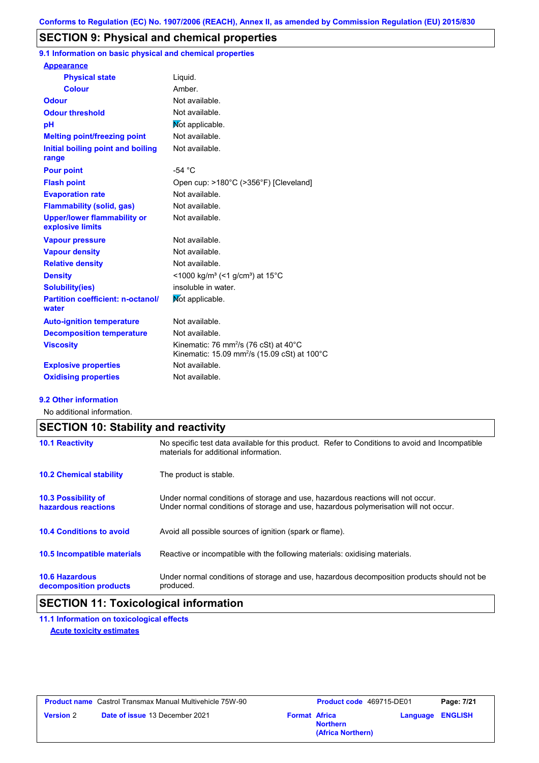Conforms to Regulation (EC) No. 1907/2006 (REACH), Annex II, as amended by Commission Regulation (EU) 2015/830

## SECTION 9: Physical and chemical properties

### 9.1 Information on basic physical and chemical properties

| Property | Value |
|---|---|
| **Appearance** | |
| Physical state | Liquid. |
| Colour | Amber. |
| Odour | Not available. |
| Odour threshold | Not available. |
| pH | Not applicable. |
| Melting point/freezing point | Not available. |
| Initial boiling point and boiling range | Not available. |
| Pour point | -54 °C |
| Flash point | Open cup: >180°C (>356°F) [Cleveland] |
| Evaporation rate | Not available. |
| Flammability (solid, gas) | Not available. |
| Upper/lower flammability or explosive limits | Not available. |
| Vapour pressure | Not available. |
| Vapour density | Not available. |
| Relative density | Not available. |
| Density | <1000 kg/m³ (<1 g/cm³) at 15°C |
| Solubility(ies) | insoluble in water. |
| Partition coefficient: n-octanol/water | Not applicable. |
| Auto-ignition temperature | Not available. |
| Decomposition temperature | Not available. |
| Viscosity | Kinematic: 76 mm$^2$/s (76 cSt) at 40°C<br>Kinematic: 15.09 mm$^2$/s (15.09 cSt) at 100°C |
| Explosive properties | Not available. |
| Oxidising properties | Not available. |

### 9.2 Other information

No additional information.

## SECTION 10: Stability and reactivity

| | |
|---|---|
| **10.1 Reactivity** | No specific test data available for this product. Refer to Conditions to avoid and Incompatible materials for additional information. |
| **10.2 Chemical stability** | The product is stable. |
| **10.3 Possibility of hazardous reactions** | Under normal conditions of storage and use, hazardous reactions will not occur.<br>Under normal conditions of storage and use, hazardous polymerisation will not occur. |
| **10.4 Conditions to avoid** | Avoid all possible sources of ignition (spark or flame). |
| **10.5 Incompatible materials** | Reactive or incompatible with the following materials: oxidising materials. |
| **10.6 Hazardous decomposition products** | Under normal conditions of storage and use, hazardous decomposition products should not be produced. |

## SECTION 11: Toxicological information

### 11.1 Information on toxicological effects

**Acute toxicity estimates**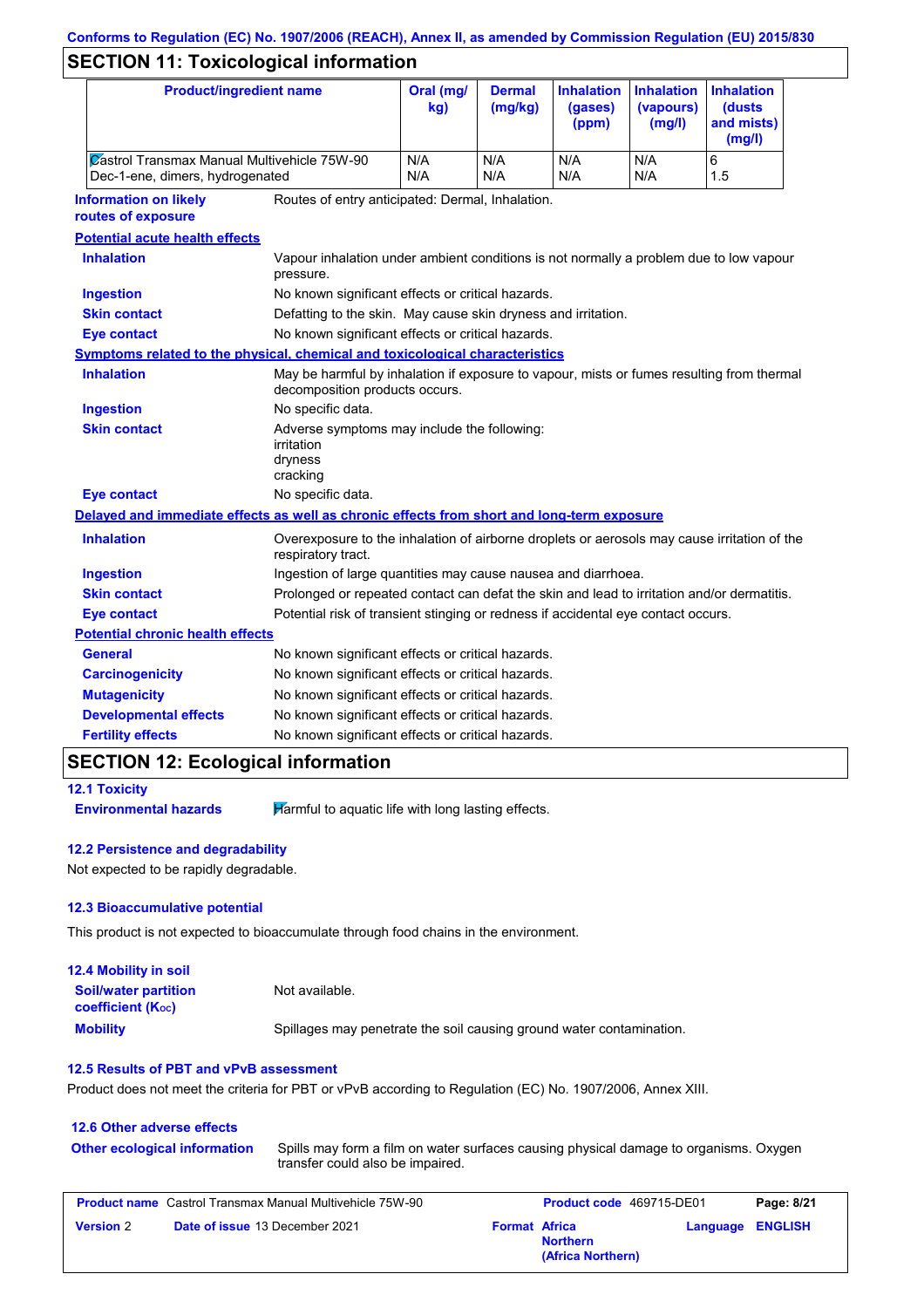Conforms to Regulation (EC) No. 1907/2006 (REACH), Annex II, as amended by Commission Regulation (EU) 2015/830

## SECTION 11: Toxicological information

| Product/ingredient name | Oral (mg/kg) | Dermal (mg/kg) | Inhalation (gases) (ppm) | Inhalation (vapours) (mg/l) | Inhalation (dusts and mists) (mg/l) |
|---|---|---|---|---|---|
| Castrol Transmax Manual Multivehicle 75W-90 | N/A | N/A | N/A | N/A | 6 |
| Dec-1-ene, dimers, hydrogenated | N/A | N/A | N/A | N/A | 1.5 |

**Information on likely routes of exposure**: Routes of entry anticipated: Dermal, Inhalation.

**Potential acute health effects**

**Inhalation**: Vapour inhalation under ambient conditions is not normally a problem due to low vapour pressure.

**Ingestion**: No known significant effects or critical hazards.

**Skin contact**: Defatting to the skin. May cause skin dryness and irritation.

**Eye contact**: No known significant effects or critical hazards.

**Symptoms related to the physical, chemical and toxicological characteristics**

**Inhalation**: May be harmful by inhalation if exposure to vapour, mists or fumes resulting from thermal decomposition products occurs.

**Ingestion**: No specific data.

**Skin contact**: Adverse symptoms may include the following:
irritation
dryness
cracking

**Eye contact**: No specific data.

**Delayed and immediate effects as well as chronic effects from short and long-term exposure**

**Inhalation**: Overexposure to the inhalation of airborne droplets or aerosols may cause irritation of the respiratory tract.

**Ingestion**: Ingestion of large quantities may cause nausea and diarrhoea.

**Skin contact**: Prolonged or repeated contact can defat the skin and lead to irritation and/or dermatitis.

**Eye contact**: Potential risk of transient stinging or redness if accidental eye contact occurs.

**Potential chronic health effects**

**General**: No known significant effects or critical hazards.

**Carcinogenicity**: No known significant effects or critical hazards.

**Mutagenicity**: No known significant effects or critical hazards.

**Developmental effects**: No known significant effects or critical hazards.

**Fertility effects**: No known significant effects or critical hazards.

## SECTION 12: Ecological information

### 12.1 Toxicity

**Environmental hazards**: Harmful to aquatic life with long lasting effects.

### 12.2 Persistence and degradability

Not expected to be rapidly degradable.

### 12.3 Bioaccumulative potential

This product is not expected to bioaccumulate through food chains in the environment.

### 12.4 Mobility in soil

**Soil/water partition coefficient ($K_{OC}$)**: Not available.

**Mobility**: Spillages may penetrate the soil causing ground water contamination.

### 12.5 Results of PBT and vPvB assessment

Product does not meet the criteria for PBT or vPvB according to Regulation (EC) No. 1907/2006, Annex XIII.

### 12.6 Other adverse effects

**Other ecological information**: Spills may form a film on water surfaces causing physical damage to organisms. Oxygen transfer could also be impaired.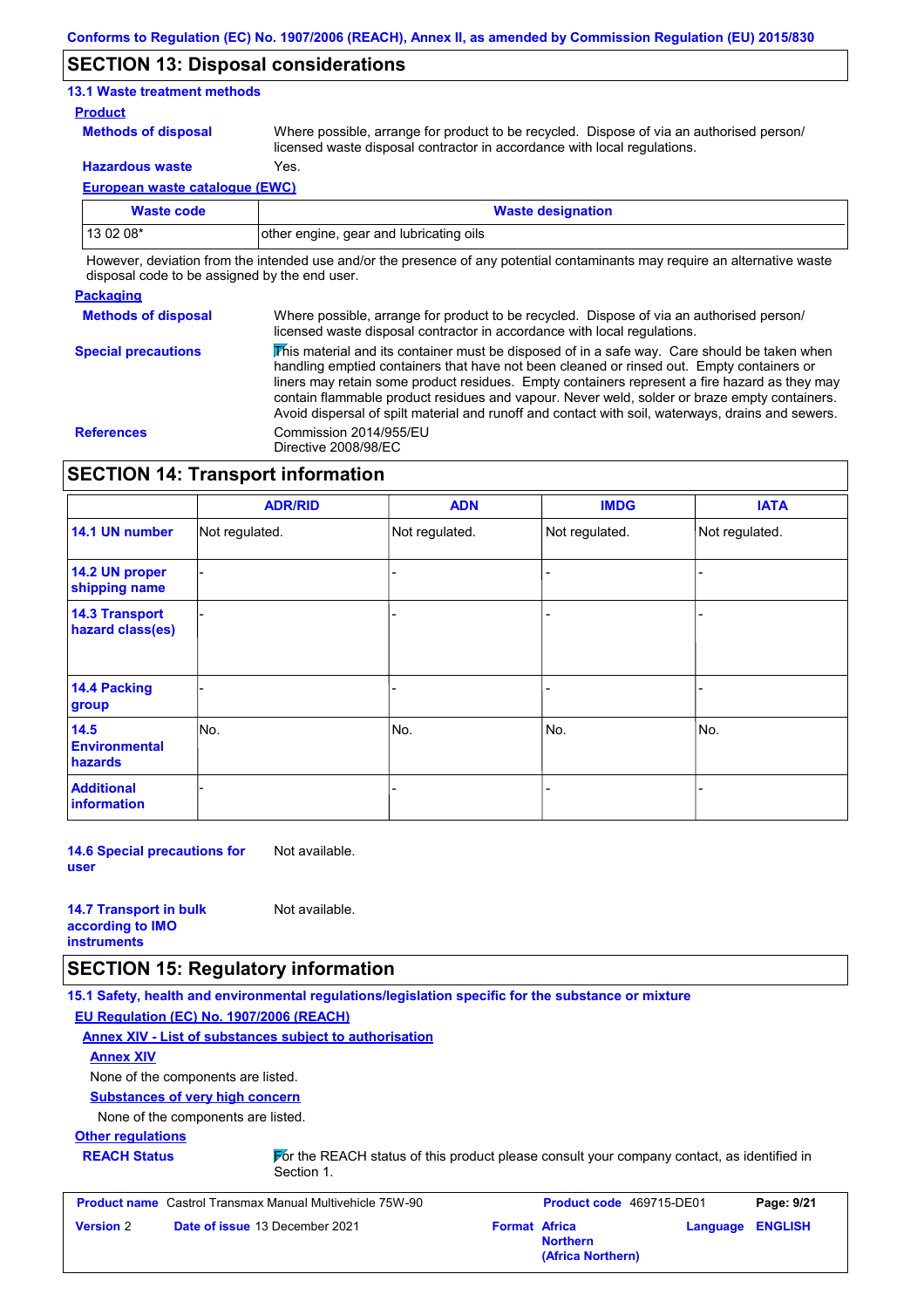## SECTION 13: Disposal considerations

### 13.1 Waste treatment methods

**Product**

**Methods of disposal**: Where possible, arrange for product to be recycled. Dispose of via an authorised person/ licensed waste disposal contractor in accordance with local regulations.

**Hazardous waste**: Yes.

**European waste catalogue (EWC)**

| Waste code | Waste designation |
|---|---|
| 13 02 08* | other engine, gear and lubricating oils |

However, deviation from the intended use and/or the presence of any potential contaminants may require an alternative waste disposal code to be assigned by the end user.

**Packaging**

**Methods of disposal**: Where possible, arrange for product to be recycled. Dispose of via an authorised person/ licensed waste disposal contractor in accordance with local regulations.

**Special precautions**: This material and its container must be disposed of in a safe way. Care should be taken when handling emptied containers that have not been cleaned or rinsed out. Empty containers or liners may retain some product residues. Empty containers represent a fire hazard as they may contain flammable product residues and vapour. Never weld, solder or braze empty containers. Avoid dispersal of spilt material and runoff and contact with soil, waterways, drains and sewers.

**References**: Commission 2014/955/EU
Directive 2008/98/EC

## SECTION 14: Transport information

| | ADR/RID | ADN | IMDG | IATA |
|---|---|---|---|---|
| 14.1 UN number | Not regulated. | Not regulated. | Not regulated. | Not regulated. |
| 14.2 UN proper shipping name | - | - | - | - |
| 14.3 Transport hazard class(es) | - | - | - | - |
| 14.4 Packing group | - | - | - | - |
| 14.5 Environmental hazards | No. | No. | No. | No. |
| Additional information | - | - | - | - |

**14.6 Special precautions for user**: Not available.

**14.7 Transport in bulk according to IMO instruments**: Not available.

## SECTION 15: Regulatory information

### 15.1 Safety, health and environmental regulations/legislation specific for the substance or mixture

**EU Regulation (EC) No. 1907/2006 (REACH)**

**Annex XIV - List of substances subject to authorisation**

**Annex XIV**

None of the components are listed.

**Substances of very high concern**

None of the components are listed.

**Other regulations**

**REACH Status**: For the REACH status of this product please consult your company contact, as identified in Section 1.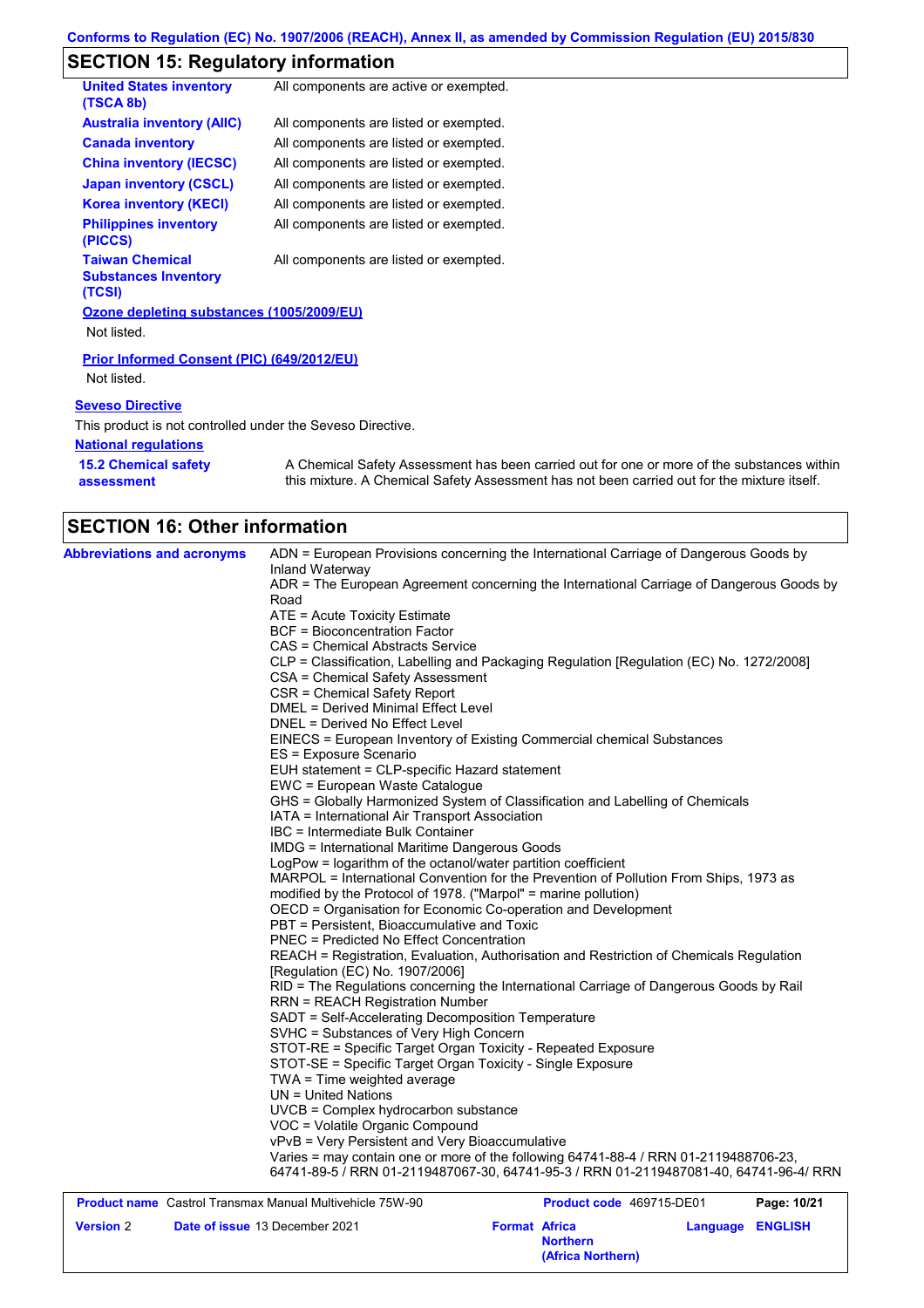## SECTION 15: Regulatory information

| | |
|---|---|
| **United States inventory (TSCA 8b)** | All components are active or exempted. |
| **Australia inventory (AIIC)** | All components are listed or exempted. |
| **Canada inventory** | All components are listed or exempted. |
| **China inventory (IECSC)** | All components are listed or exempted. |
| **Japan inventory (CSCL)** | All components are listed or exempted. |
| **Korea inventory (KECI)** | All components are listed or exempted. |
| **Philippines inventory (PICCS)** | All components are listed or exempted. |
| **Taiwan Chemical Substances Inventory (TCSI)** | All components are listed or exempted. |

**Ozone depleting substances (1005/2009/EU)**

Not listed.

**Prior Informed Consent (PIC) (649/2012/EU)**

Not listed.

**Seveso Directive**

This product is not controlled under the Seveso Directive.

**National regulations**

**15.2 Chemical safety assessment**: A Chemical Safety Assessment has been carried out for one or more of the substances within this mixture. A Chemical Safety Assessment has not been carried out for the mixture itself.

## SECTION 16: Other information

**Abbreviations and acronyms**

ADN = European Provisions concerning the International Carriage of Dangerous Goods by Inland Waterway
ADR = The European Agreement concerning the International Carriage of Dangerous Goods by Road
ATE = Acute Toxicity Estimate
BCF = Bioconcentration Factor
CAS = Chemical Abstracts Service
CLP = Classification, Labelling and Packaging Regulation [Regulation (EC) No. 1272/2008]
CSA = Chemical Safety Assessment
CSR = Chemical Safety Report
DMEL = Derived Minimal Effect Level
DNEL = Derived No Effect Level
EINECS = European Inventory of Existing Commercial chemical Substances
ES = Exposure Scenario
EUH statement = CLP-specific Hazard statement
EWC = European Waste Catalogue
GHS = Globally Harmonized System of Classification and Labelling of Chemicals
IATA = International Air Transport Association
IBC = Intermediate Bulk Container
IMDG = International Maritime Dangerous Goods
LogPow = logarithm of the octanol/water partition coefficient
MARPOL = International Convention for the Prevention of Pollution From Ships, 1973 as modified by the Protocol of 1978. ("Marpol" = marine pollution)
OECD = Organisation for Economic Co-operation and Development
PBT = Persistent, Bioaccumulative and Toxic
PNEC = Predicted No Effect Concentration
REACH = Registration, Evaluation, Authorisation and Restriction of Chemicals Regulation [Regulation (EC) No. 1907/2006]
RID = The Regulations concerning the International Carriage of Dangerous Goods by Rail
RRN = REACH Registration Number
SADT = Self-Accelerating Decomposition Temperature
SVHC = Substances of Very High Concern
STOT-RE = Specific Target Organ Toxicity - Repeated Exposure
STOT-SE = Specific Target Organ Toxicity - Single Exposure
TWA = Time weighted average
UN = United Nations
UVCB = Complex hydrocarbon substance
VOC = Volatile Organic Compound
vPvB = Very Persistent and Very Bioaccumulative
Varies = may contain one or more of the following 64741-88-4 / RRN 01-2119488706-23, 64741-89-5 / RRN 01-2119487067-30, 64741-95-3 / RRN 01-2119487081-40, 64741-96-4/ RRN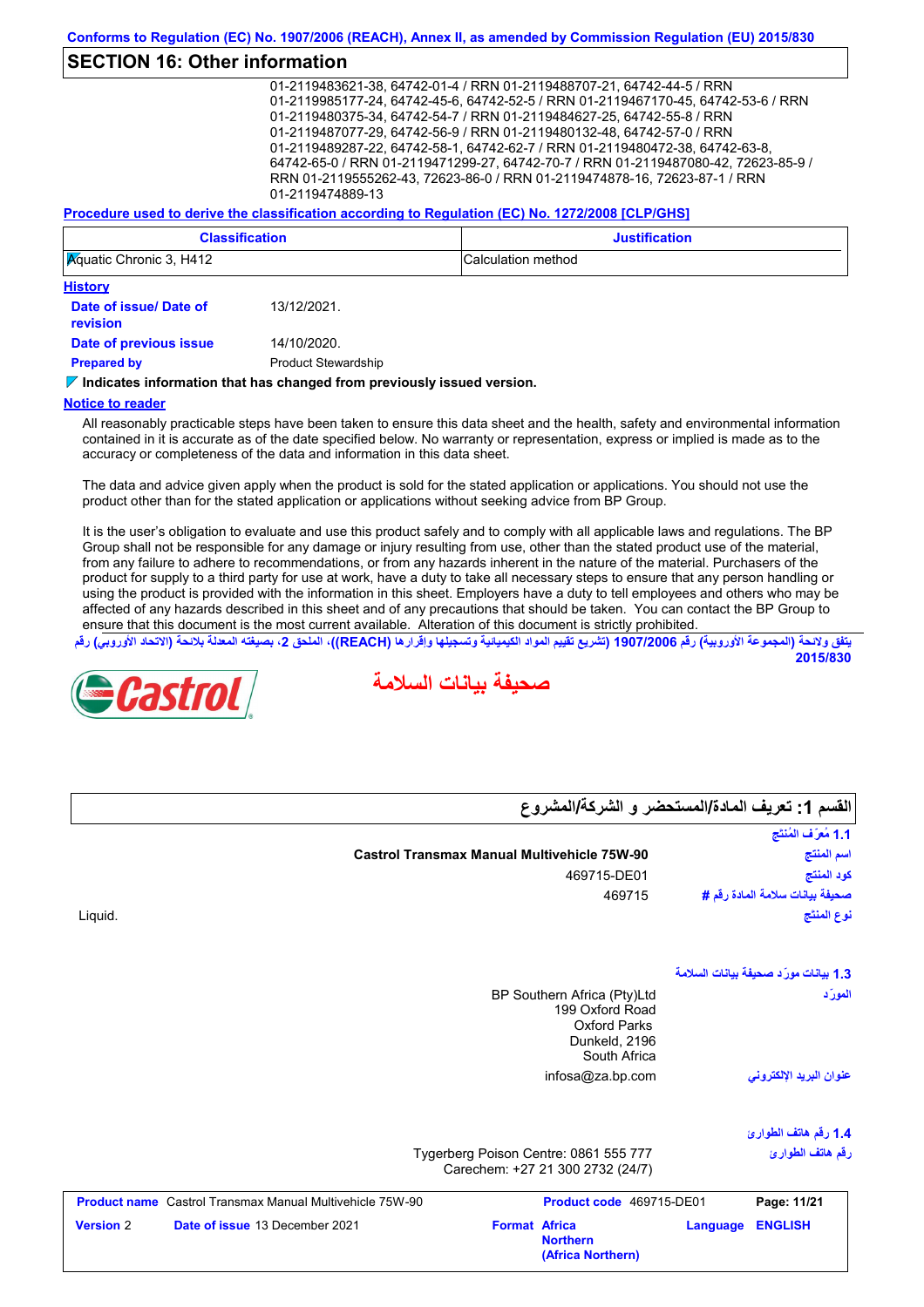Conforms to Regulation (EC) No. 1907/2006 (REACH), Annex II, as amended by Commission Regulation (EU) 2015/830

## SECTION 16: Other information

01-2119483621-38, 64742-01-4 / RRN 01-2119488707-21, 64742-44-5 / RRN 01-2119985177-24, 64742-45-6, 64742-52-5 / RRN 01-2119467170-45, 64742-53-6 / RRN 01-2119480375-34, 64742-54-7 / RRN 01-2119484627-25, 64742-55-8 / RRN 01-2119487077-29, 64742-56-9 / RRN 01-2119480132-48, 64742-57-0 / RRN 01-2119489287-22, 64742-58-1, 64742-62-7 / RRN 01-2119480472-38, 64742-63-8, 64742-65-0 / RRN 01-2119471299-27, 64742-70-7 / RRN 01-2119487080-42, 72623-85-9 / RRN 01-2119555262-43, 72623-86-0 / RRN 01-2119474878-16, 72623-87-1 / RRN 01-2119474889-13

**Procedure used to derive the classification according to Regulation (EC) No. 1272/2008 [CLP/GHS]**

| Classification | Justification |
|---|---|
| Aquatic Chronic 3, H412 | Calculation method |

**History**

**Date of issue/ Date of revision** 13/12/2021.

**Date of previous issue** 14/10/2020.

**Prepared by** Product Stewardship

**Indicates information that has changed from previously issued version.**

**Notice to reader**

All reasonably practicable steps have been taken to ensure this data sheet and the health, safety and environmental information contained in it is accurate as of the date specified below. No warranty or representation, express or implied is made as to the accuracy or completeness of the data and information in this data sheet.

The data and advice given apply when the product is sold for the stated application or applications. You should not use the product other than for the stated application or applications without seeking advice from BP Group.

It is the user's obligation to evaluate and use this product safely and to comply with all applicable laws and regulations. The BP Group shall not be responsible for any damage or injury resulting from use, other than the stated product use of the material, from any failure to adhere to recommendations, or from any hazards inherent in the nature of the material. Purchasers of the product for supply to a third party for use at work, have a duty to take all necessary steps to ensure that any person handling or using the product is provided with the information in this sheet. Employers have a duty to tell employees and others who may be affected of any hazards described in this sheet and of any precautions that should be taken. You can contact the BP Group to ensure that this document is the most current available. Alteration of this document is strictly prohibited.

يتفق ولائحة (المجموعة الأوروبية) رقم 1907/2006 (تشريع تقييم المواد الكيميائية وتسجيلها وإقرارها (REACH))، الملحق 2، بصيغته المعدلة بلائحة (الاتحاد الأوروبي) رقم 2015/830

Castrol

# صحيفة بيانات السلامة

## القسم 1: تعريف المادة/المستحضر و الشركة/المشروع

**1.1 مُعرِّف المُنتَج**

**اسم المنتج** **Castrol Transmax Manual Multivehicle 75W-90**

**كود المنتج** 469715-DE01

**صحيفة بيانات سلامة المادة رقم #** 469715

**نوع المنتج** Liquid.

**1.3 بيانات مورِّد صحيفة بيانات السلامة**

**المورِّد**
BP Southern Africa (Pty)Ltd
199 Oxford Road
Oxford Parks
Dunkeld, 2196
South Africa

**عنوان البريد الإلكتروني** infosa@za.bp.com

**1.4 رقم هاتف الطوارئ**

**رقم هاتف الطوارئ**
Tygerberg Poison Centre: 0861 555 777
Carechem: +27 21 300 2732 (24/7)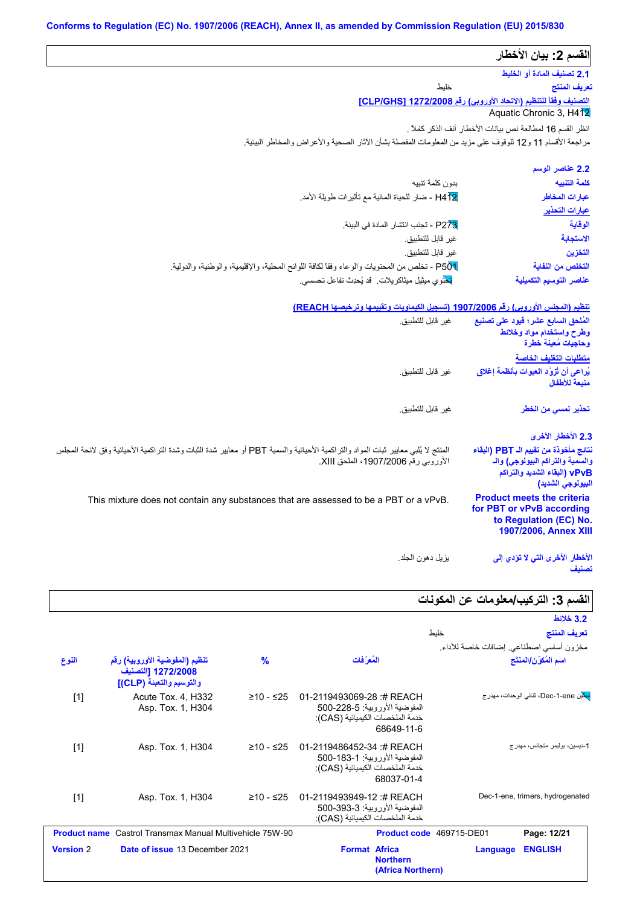Conforms to Regulation (EC) No. 1907/2006 (REACH), Annex II, as amended by Commission Regulation (EU) 2015/830

## القسم 2: بيان الأخطار

### 2.1 تصنيف المادة أو الخليط

**تعريف المنتج** خليط

**التصنيف وفقاً للتنظيم (الاتحاد الأوروبي) رقم 1272/2008 [CLP/GHS]**

Aquatic Chronic 3, H412

انظر القسم 16 لمطالعة نص بيانات الأخطار آنف الذكر كاملاً .

مراجعة الأقسام 11 و12 للوقوف على مزيد من المعلومات المفصلة بشأن الآثار الصحية والأعراض والمخاطر البيئية.

### 2.2 عناصر الوسم

**كلمة التنبيه** بدون كلمة تنبيه

**عبارات المخاطر** H412 - ضار للحياة المائية مع تأثيرات طويلة الأمد.

**عبارات التحذير**

**الوقاية** P273 - تجنب انتشار المادة في البيئة.

**الاستجابة** غير قابل للتطبيق.

**التخزين** غير قابل للتطبيق.

**التخلص من النفاية** P501 - تخلص من المحتويات والوعاء وفقاً لكافة اللوائح المحلية، والإقليمية، والوطنية، والدولية.

**عناصر التوسيم التكميلية** يحتوي ميثيل ميثاكريلات. قد يُحدث تفاعل تحسسي.

**تنظيم (المجلس الأوروبي) رقم 1907/2006 (تسجيل الكيماويات وتقييمها وترخيصها REACH)**

**المُلحق السابع عشر؛ قيود على تصنيع وطرح واستخدام مواد وخلائط وحاجيات مُعينة خطرة** غير قابل للتطبيق.

**متطلبات التغليف الخاصة**

**يُراعى أن تُزوَّد العبوات بأنظمة إغلاق منيعة للأطفال** غير قابل للتطبيق.

**تحذير لمسي من الخطر** غير قابل للتطبيق.

### 2.3 الأخطار الأخرى

**نتائج مأخوذة من تقييم الـ PBT (البقاء والسمية والتراكم البيولوجي) والـ vPvB (البقاء الشديد والتراكم البيولوجي الشديد)** المنتج لا يُلبي معايير ثبات المواد والتراكمية الأحيائية والسمية PBT أو معايير شدة الثبات وشدة التراكمية الأحيائية وفق لائحة المجلس الأوروبي رقم 1907/2006، الملحق XIII.

**Product meets the criteria for PBT or vPvB according to Regulation (EC) No. 1907/2006, Annex XIII** This mixture does not contain any substances that are assessed to be a PBT or a vPvB.

**الأخطار الأخرى التي لا تؤدي إلى تصنيف** يزيل دهون الجلد.

## القسم 3: التركيب/معلومات عن المكونات

### 3.2 خلائط

**تعريف المنتج** خليط

مخزون أساسي اصطناعي. إضافات خاصة للأداء.

| اسم المُكوّن/المنتج | المُعرِّفات | % | تنظيم (المفوضية الأوروبية) رقم 1272/2008 [التصنيف والتوسيم والتعبئة (CLP)] | النوع |
|---|---|---|---|---|
| بلمر Dec-1-ene، ثنائي الوحدات، مهدرج | REACH #: 01-2119493069-28<br>المفوضية الأوروبية: 500-228-5<br>خدمة الملخصات الكيميائية (CAS): 68649-11-6 | ≥10 - ≤25 | Acute Tox. 4, H332<br>Asp. Tox. 1, H304 | [1] |
| 1-ديسين، بوليمر متجانس، مهدرج | REACH #: 01-2119486452-34<br>المفوضية الأوروبية: 500-183-1<br>خدمة الملخصات الكيميائية (CAS): 68037-01-4 | ≥10 - ≤25 | Asp. Tox. 1, H304 | [1] |
| Dec-1-ene, trimers, hydrogenated | REACH #: 01-2119493949-12<br>المفوضية الأوروبية: 500-393-3<br>خدمة الملخصات الكيميائية (CAS): | ≥10 - ≤25 | Asp. Tox. 1, H304 | [1] |

**Product name** Castrol Transmax Manual Multivehicle 75W-90 **Product code** 469715-DE01 **Version** 2 **Date of issue** 13 December 2021 **Format** Africa Northern (Africa Northern) **Language** ENGLISH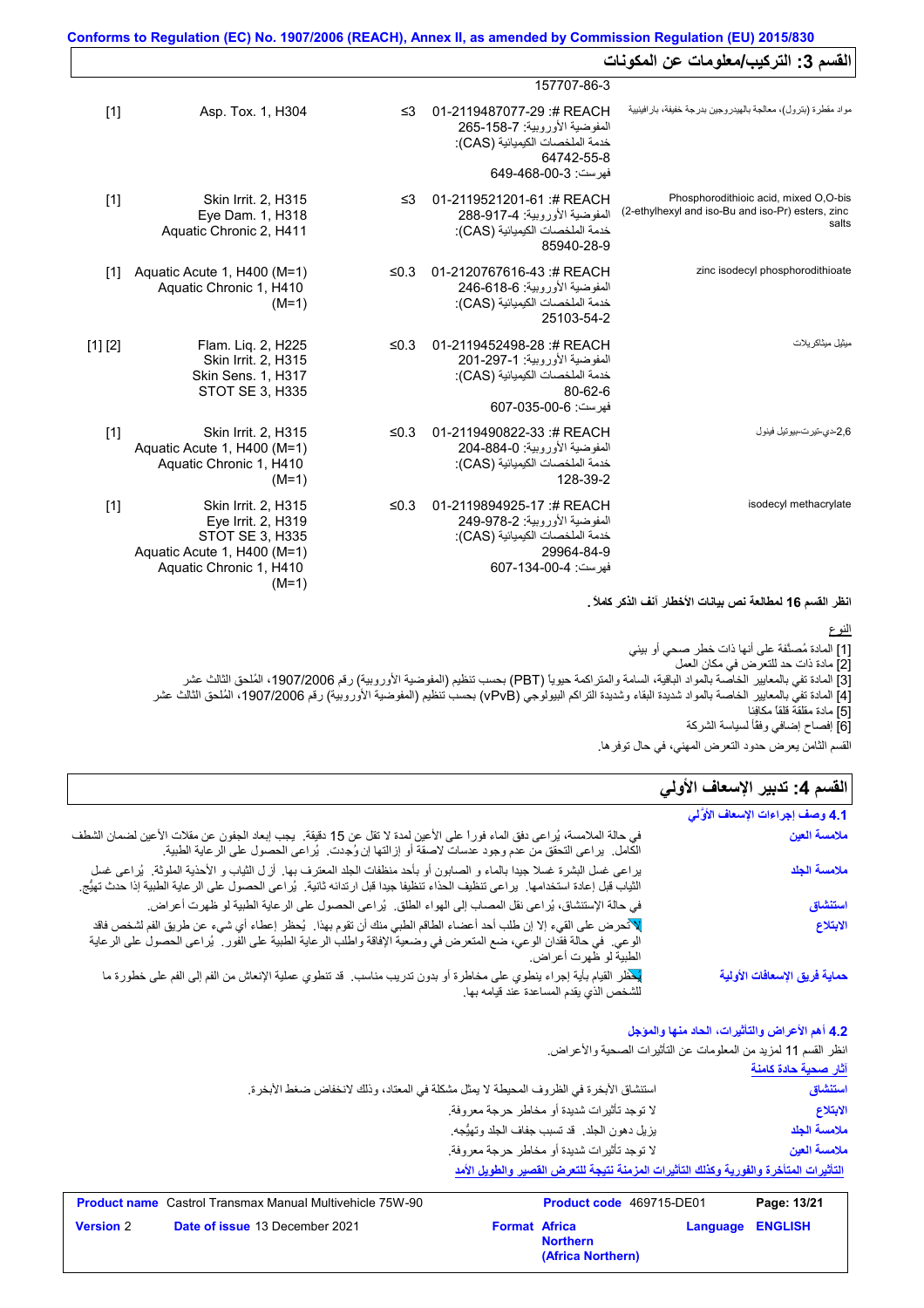## القسم 3: التركيب/معلومات عن المكونات

| الاسم | المعرفات | % | التصنيف | النوع |
|---|---|---|---|---|
| | 157707-86-3 | | | |
| مواد مقطرة (بترول)، معالجة بالهيدروجين بدرجة خفيفة، بارافينية | REACH #: 01-2119487077-29 المفوضية الأوروبية: 265-158-7 خدمة الملخصات الكيميائية (CAS): 64742-55-8 فهرست: 649-468-00-3 | ≤3 | Asp. Tox. 1, H304 | [1] |
| Phosphorodithioic acid, mixed O,O-bis (2-ethylhexyl and iso-Bu and iso-Pr) esters, zinc salts | REACH #: 01-2119521201-61 المفوضية الأوروبية: 288-917-4 خدمة الملخصات الكيميائية (CAS): 85940-28-9 | ≤3 | Skin Irrit. 2, H315 Eye Dam. 1, H318 Aquatic Chronic 2, H411 | [1] |
| zinc isodecyl phosphorodithioate | REACH #: 01-2120767616-43 المفوضية الأوروبية: 246-618-6 خدمة الملخصات الكيميائية (CAS): 25103-54-2 | ≤0.3 | Aquatic Acute 1, H400 (M=1) Aquatic Chronic 1, H410 (M=1) | [1] |
| ميثيل ميثاكريلات | REACH #: 01-2119452498-28 المفوضية الأوروبية: 201-297-1 خدمة الملخصات الكيميائية (CAS): 80-62-6 فهرست: 607-035-00-6 | ≤0.3 | Flam. Liq. 2, H225 Skin Irrit. 2, H315 Skin Sens. 1, H317 STOT SE 3, H335 | [1] [2] |
| 2,6-دي-تيرت-بيوتيل فينول | REACH #: 01-2119490822-33 المفوضية الأوروبية: 204-884-0 خدمة الملخصات الكيميائية (CAS): 128-39-2 | ≤0.3 | Skin Irrit. 2, H315 Aquatic Acute 1, H400 (M=1) Aquatic Chronic 1, H410 (M=1) | [1] |
| isodecyl methacrylate | REACH #: 01-2119894925-17 المفوضية الأوروبية: 249-978-2 خدمة الملخصات الكيميائية (CAS): 29964-84-9 فهرست: 607-134-00-4 | ≤0.3 | Skin Irrit. 2, H315 Eye Irrit. 2, H319 STOT SE 3, H335 Aquatic Acute 1, H400 (M=1) Aquatic Chronic 1, H410 (M=1) | [1] |

**انظر القسم 16 لمطالعة نص بيانات الأخطار آنف الذكر كاملاً.**

النوع

[1] المادة مُصنَّفة على أنها ذات خطر صحي أو بيئي
[2] مادة ذات حد للتعرض في مكان العمل
[3] المادة تفي بالمعايير الخاصة بالمواد الباقية، السامة والمتراكمة حيويا (PBT) بحسب تنظيم (المفوضية الأوروبية) رقم 1907/2006، المُلحق الثالث عشر
[4] المادة تفي بالمعايير الخاصة بالمواد شديدة البقاء وشديدة التراكم البيولوجي (vPvB) بحسب تنظيم (المفوضية الأوروبية) رقم 1907/2006، المُلحق الثالث عشر
[5] مادة مقلقة قلقاً مكافئا
[6] إفصاح إضافي وفقاً لسياسة الشركة

القسم الثامن يعرض حدود التعرض المهني، في حال توفرها.

## القسم 4: تدبير الإسعاف الأولي

### 4.1 وصف إجراءات الإسعاف الأوَّلي

**ملامسة العين**: في حالة الملامسة، يُراعى دفق الماء فورا على الأعين لمدة لا تقل عن 15 دقيقة. يجب إبعاد الجفون عن مقلات الأعين لضمان الشطف الكامل. يراعى التحقق من عدم وجود عدسات لاصقة أو إزالتها إن وُجِدت. يُراعى الحصول على الرعاية الطبية.

**ملامسة الجلد**: يراعى غسل البشرة غسلا جيدا بالماء و الصابون أو بأحد منظفات الجلد المعترف بها. أزل الثياب و الأحذية الملوثة. يُراعى غسل الثياب قبل إعادة استخدامها. يراعى تنظيف الحذاء تنظيفا جيدا قبل ارتدائه ثانية. يُراعى الحصول على الرعاية الطبية إذا حدث تهيُّج.

**استنشاق**: في حالة الإستنشاق، يُراعى نقل المصاب إلى الهواء الطلق. يُراعى الحصول على الرعاية الطبية لو ظهرت أعراض.

**الابتلاع**: لا تحرض على القيء إلا إن طلب أحد أعضاء الطاقم الطبي منك أن تقوم بهذا. يُحظر إعطاء أي شيء عن طريق الفم لشخص فاقد الوعي. في حالة فقدان الوعي، ضع المتعرض في وضعية الإفاقة واطلب الرعاية الطبية على الفور. يُراعى الحصول على الرعاية الطبية لو ظهرت أعراض.

**حماية فريق الإسعافات الأولية**: يُحظر القيام بأية إجراء ينطوي على مخاطرة أو بدون تدريب مناسب. قد تنطوي عملية الإنعاش من الفم إلى الفم على خطورة ما للشخص الذي يقدم المساعدة عند قيامه بها.

### 4.2 أهم الأعراض والتأثيرات، الحاد منها والمؤجل

انظر القسم 11 لمزيد من المعلومات عن التأثيرات الصحية والأعراض.

آثار صحية حادة كامنة

**استنشاق**: استنشاق الأبخرة في الظروف المحيطة لا يمثل مشكلة في المعتاد، وذلك لانخفاض ضغط الأبخرة.

**الابتلاع**: لا توجد تأثيرات شديدة أو مخاطر حرجة معروفة.

**ملامسة الجلد**: يزيل دهون الجلد. قد تسبب جفاف الجلد وتهيُّجه.

**ملامسة العين**: لا توجد تأثيرات شديدة أو مخاطر حرجة معروفة.

التأثيرات المتأخرة والفورية وكذلك التأثيرات المزمنة نتيجة للتعرض القصير والطويل الأمد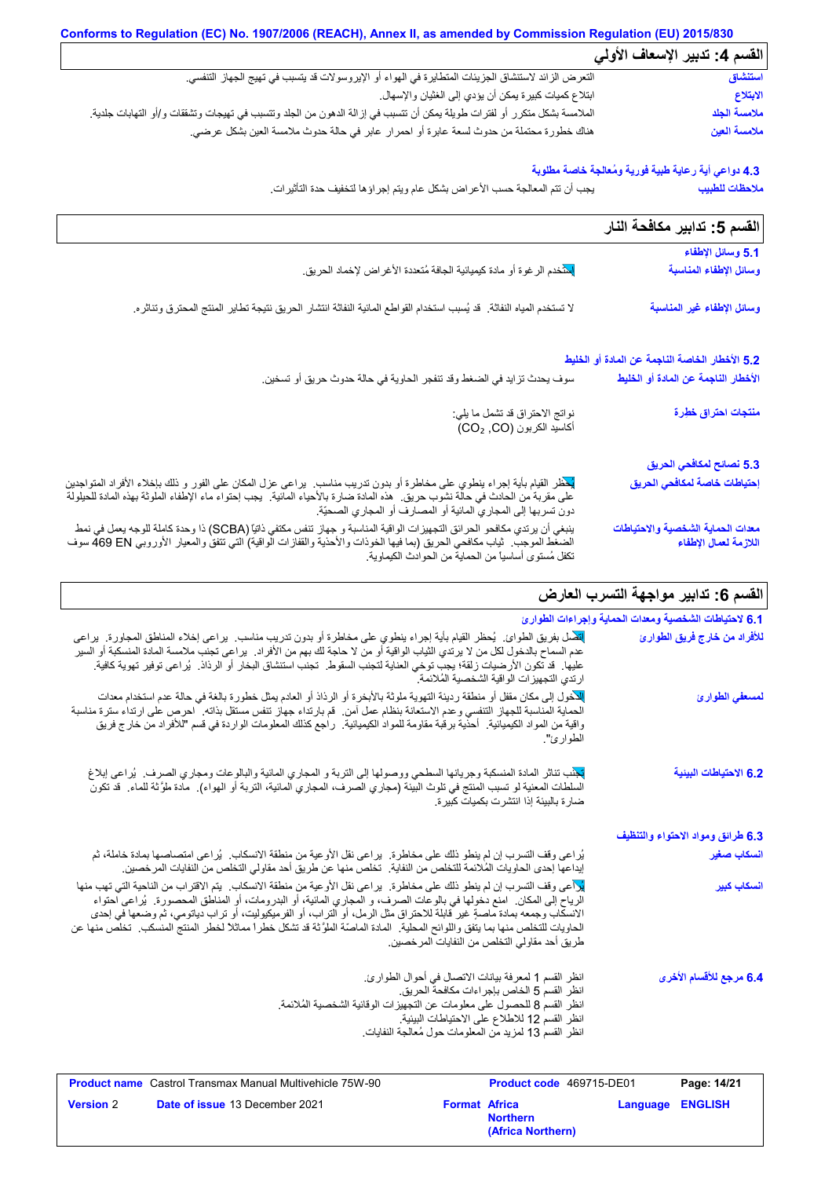## القسم 4: تدبير الإسعاف الأولي

| | |
|---|---|
| **استنشاق** | التعرض الزائد لاستنشاق الجزيئات المتطايرة في الهواء أو الإيروسولات قد يتسبب في تهيج الجهاز التنفسي. |
| **الابتلاع** | ابتلاع كميات كبيرة يمكن أن يؤدي إلى الغثيان والإسهال. |
| **ملامسة الجلد** | الملامسة بشكل متكرر أو لفترات طويلة يمكن أن تتسبب في إزالة الدهون من الجلد وتتسبب في تهيجات وتشققات و/أو التهابات جلدية. |
| **ملامسة العين** | هناك خطورة محتملة من حدوث لسعة عابرة أو احمرار عابر في حالة حدوث ملامسة العين بشكل عرضي. |

### 4.3 دواعي أية رعاية طبية فورية ومُعالجة خاصة مطلوبة

| | |
|---|---|
| **ملاحظات للطبيب** | يجب أن تتم المعالجة حسب الأعراض بشكل عام ويتم إجراؤها لتخفيف حدة التأثيرات. |

## القسم 5: تدابير مكافحة النار

### 5.1 وسائل الإطفاء

| | |
|---|---|
| **وسائل الإطفاء المناسبة** | استخدم الرغوة أو مادة كيميائية الجافة مُتعددة الأغراض لإخماد الحريق. |
| **وسائل الإطفاء غير المناسبة** | لا تستخدم المياه النفاثة. قد يُسبب استخدام القواطع المائية النفاثة انتشار الحريق نتيجة تطاير المنتج المحترق وتناثره. |

### 5.2 الأخطار الخاصة الناجمة عن المادة أو الخليط

| | |
|---|---|
| **الأخطار الناجمة عن المادة أو الخليط** | سوف يحدث تزايد في الضغط وقد تنفجر الحاوية في حالة حدوث حريق أو تسخين. |
| **منتجات احتراق خطرة** | نواتج الاحتراق قد تشمل ما يلي: أكاسيد الكربون ($CO_2$, CO) |

### 5.3 نصائح لمكافحي الحريق

| | |
|---|---|
| **إحتياطات خاصة لمكافحي الحريق** | يحظر القيام بأية إجراء ينطوي على مخاطرة أو بدون تدريب مناسب. يراعى عزل المكان على الفور و ذلك بإخلاء الأفراد المتواجدين على مقربة من الحادث في حالة نشوب حريق. هذه المادة ضارة بالأحياء المائية. يجب إحتواء ماء الإطفاء الملوثة بهذه المادة للحيلولة دون تسربها إلى المجاري المائية أو المصارف أو المجاري الصحيّة. |
| **معدات الحماية الشخصية والاحتياطات اللازمة لعمال الإطفاء** | ينبغي أن يرتدي مكافحو الحرائق التجهيزات الواقية المناسبة و جهاز تنفس مكتفي ذاتيّاً (SCBA) ذا وحدة كاملة للوجه يعمل في نمط الضغط الموجب. ثياب مكافحي الحريق (بما فيها الخوذات والأحذية والقفازات الواقية) التي تتفق والمعيار الأوروبي EN 469 سوف تكفل مُستوى أساسياً من الحماية من الحوادث الكيماوية. |

## القسم 6: تدابير مواجهة التسرب العارض

### 6.1 لاحتياطات الشخصية ومعدات الحماية وإجراءات الطوارئ

| | |
|---|---|
| **للأفراد من خارج فريق الطوارئ** | اتصل بفريق الطوارئ. يُحظر القيام بأية إجراء ينطوي على مخاطرة أو بدون تدريب مناسب. يراعى إخلاء المناطق المجاورة. يراعى عدم السماح بالدخول لكل من لا يرتدي الثياب الواقية أو من لا حاجة لك بهم من الأفراد. يراعى تجنب ملامسة المادة المنسكبة أو السير عليها. قد تكون الأرضيات زلقة؛ يجب توخي العناية لتجنب السقوط. تجنب استنشاق البخار أو الرذاذ. يُراعى توفير تهوية كافية. ارتدي التجهيزات الواقية الشخصية المُلائمة. |
| **لمسعفي الطوارئ** | الدخول إلى مكان مقفل أو منطقة رديئة التهوية ملوثة بالأبخرة أو الرذاذ أو العادم يمثل خطورة بالغة في حالة عدم استخدام معدات الحماية المناسبة للجهاز التنفسي وعدم الاستعانة بنظام عمل آمن. قم بارتداء جهاز تنفس مستقل بذاته. احرص على ارتداء سترة مناسبة واقية من المواد الكيميائية. أحذية برقبة مقاومة للمواد الكيميائية. راجع كذلك المعلومات الواردة في قسم "للأفراد من خارج فريق الطوارئ". |
| **6.2 الاحتياطات البيئية** | يجنب تناثر المادة المنسكبة وجريانها السطحي ووصولها إلى التربة و المجاري المائية والبالوعات ومجاري الصرف. يُراعى إبلاغ السلطات المعنية لو تسبب المنتج في تلوث البيئة (مجاري الصرف، المجاري المائية، التربة أو الهواء). مادة ملوِّثة للماء. قد تكون ضارة بالبيئة إذا انتشرت بكميات كبيرة. |

### 6.3 طرائق ومواد الاحتواء والتنظيف

| | |
|---|---|
| **انسكاب صغير** | يُراعى وقف التسرب إن لم ينطو ذلك على مخاطرة. يراعى نقل الأوعية من منطقة الانسكاب. يُراعى امتصاصها بمادة خاملة، ثم إيداعها إحدى الحاويات المُلائمة للتخلص من النفاية. تخلص منها عن طريق أحد مقاولي التخلص من النفايات المرخصين. |
| **انسكاب كبير** | يُراعى وقف التسرب إن لم ينطو ذلك على مخاطرة. يراعى نقل الأوعية من منطقة الانسكاب. يتم الاقتراب من الناحية التي تهب منها الرياح إلى المكان. امنع دخولها في بالوعات الصرف، و المجاري المائية، أو البدرومات، أو المناطق المحصورة. يُراعى احتواء الانسكاب وجمعه بمادة ماصة غير قابلة للاحتراق مثل الرمل، أو التراب، أو الفرميكيوليت، أو تراب دياتومي، ثم وضعها في إحدى الحاويات للتخلص منها بما يتفق واللوائح المحلية. المادة الماصّة الملوّثة قد تشكل خطراً مماثلا لخطر المنتج المنسكب. تخلص منها عن طريق أحد مقاولي التخلص من النفايات المرخصين. |
| **6.4 مرجع للأقسام الأخرى** | انظر القسم 1 لمعرفة بيانات الاتصال في أحوال الطوارئ. انظر القسم 5 الخاص بإجراءات مكافحة الحريق. انظر القسم 8 للحصول على معلومات عن التجهيزات الوقائية الشخصية المُلائمة. انظر القسم 12 للاطلاع على الاحتياطات البيئية. انظر القسم 13 لمزيد من المعلومات حول مُعالجة النفايات. |

| | | | |
|---|---|---|---|
| **Product name** Castrol Transmax Manual Multivehicle 75W-90 | | **Product code** 469715-DE01 | **Page: 14/21** |
| **Version** 2 | **Date of issue** 13 December 2021 | **Format** Africa Northern (Africa Northern) | **Language** ENGLISH |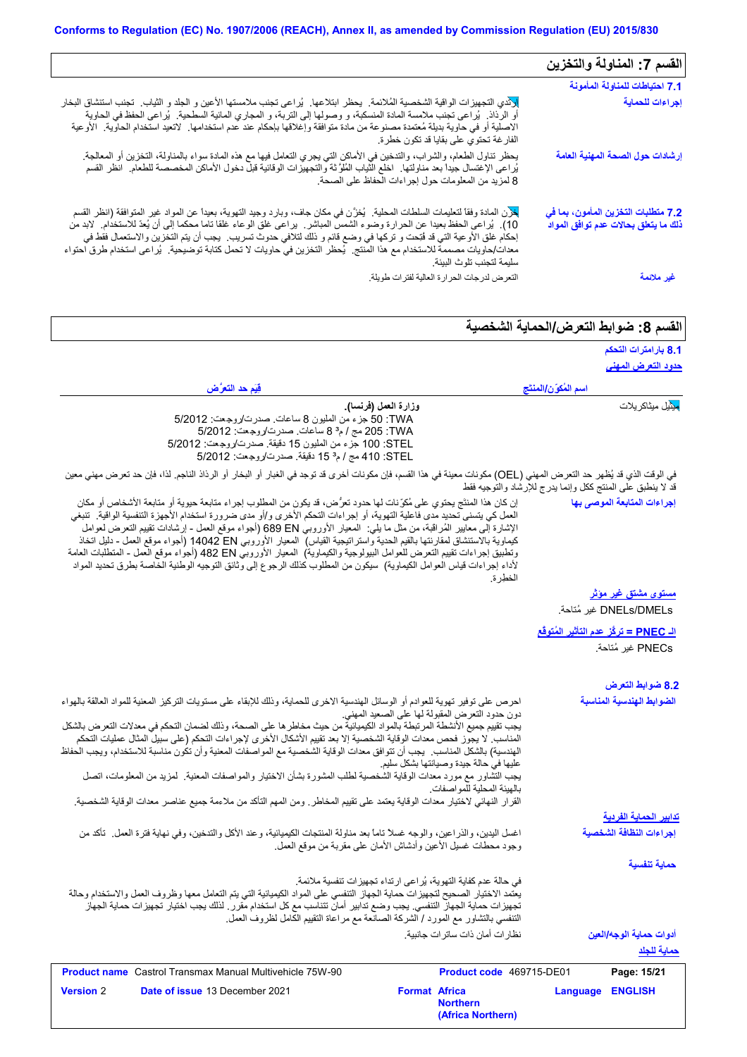## القسم 7: المناولة والتخزين

### 7.1 احتياطات للمناولة المأمونة

**إجراءات للحماية**

ارتدي التجهيزات الواقية الشخصية المُلائمة. يحظر ابتلاعها. يُراعى تجنب ملامستها الأعين و الجلد و الثياب. تجنب استنشاق البخار أو الرذاذ. يُراعى تجنب ملامسة المادة المنسكبة، و وصولها إلى التربة، و المجاري المائية السطحية. يُراعى الحفظ في الحاوية الاصلية أو في حاوية بديلة مُعتمدة مصنوعة من مادة متوافقة وإغلاقها بإحكام عند عدم استخدامها. لاتعيد استخدام الحاوية. الأوعية الفارغة تحتوي على بقايا قد تكون خطرة.

**إرشادات حول الصحة المهنية العامة**

يحظر تناول الطعام، والشراب، والتدخين في الأماكن التي يجري التعامل فيها مع هذه المادة سواء بالمناولة، التخزين أو المعالجة. يُراعى الإغتسال جيداً بعد مناولتها. اخلع الثِّياب المُلوَّثة والتجهيزات الوقائية قبل دخول الأماكن المخصصة للطعام. انظر القسم 8 لمزيد من المعلومات حول إجراءات الحفاظ على الصحة.

### 7.2 متطلبات التخزين المأمون، بما في ذلك ما يتعلق بحالات عدم توافق المواد

يُخزن المادة وفقاً لتعليمات السلطات المحلية. يُخزَّن في مكان جاف، وبارد وجيد التهوية، بعيداً عن المواد غير المتوافقة (انظر القسم 10). يُراعى الحفظ بعيدا عن الحرارة وضوء الشمس المباشر. يراعى غلق الوعاء غلقا تاما محكما إلى أن يُعدّ للاستخدام. لابد من إحكام غلق الأوعية التي قد فُتِحت و تركها في وضع قائم و ذلك لتلافي حدوث تسريب. يجب أن يتم التخزين والاستعمال فقط في معدات/حاويات مصممة للاستخدام مع هذا المنتج. يُحظر التخزين في حاويات لا تحمل كتابة توضيحية. يُراعى استخدام طرق احتواء سليمة لتجنب تلوث البيئة.

**غير ملائمة**

التعرض لدرجات الحرارة العالية لفترات طويلة.

## القسم 8: ضوابط التعرض/الحماية الشخصية

### 8.1 بارامترات التحكم

**حدود التعرض المهني**

| اسم المُكوّن/المنتج | قيَم حد التعرُّض |
|---|---|
| ميثيل ميثاكريلات | **وزارة العمل (فرنسا).**<br>TWA: 50 جزء من المليون 8 ساعات. صدرت/روجعت: 5/2012<br>TWA: 205 مج / م³ 8 ساعات. صدرت/روجعت: 5/2012<br>STEL: 100 جزء من المليون 15 دقيقة. صدرت/روجعت: 5/2012<br>STEL: 410 مج / م³ 15 دقيقة. صدرت/روجعت: 5/2012 |

في الوقت الذي قد يُظهر حد التعرض المهني (OEL) مكونات معينة في هذا القسم، فإن مكونات أخرى قد توجد في الغبار أو البخار أو الرذاذ الناجم. لذا، فإن حد تعرض مهني معين قد لا ينطبق على المنتج ككل وإنما يدرج للإرشاد والتوجيه فقط

**إجراءات المتابعة الموصى بها**

إن كان هذا المنتج يحتوي على مُكوّنات لها حدود تعرُّض، قد يكون من المطلوب إجراء متابعة حيوية أو متابعة الأشخاص أو مكان العمل كي يتسنى تحديد مدى فاعلية التهوية، أو إجراءات التحكم الأخرى و/أو مدى ضرورة استخدام الأجهزة التنفسية الواقية. تنبغي الإشارة إلى معايير المُراقبة، من مثل ما يلي: المعيار الأوروبي EN 689 (أجواء موقع العمل - إرشادات تقييم التعرض لعوامل كيماوية بالاستنشاق لمقارنتها بالقيم الحدية واستراتيجية القياس) المعيار الأوروبي EN 14042 (أجواء موقع العمل - دليل اتخاذ وتطبيق إجراءات تقييم التعرض للعوامل البيولوجية والكيماوية) المعيار الأوروبي EN 482 (أجواء موقع العمل - المتطلبات العامة لأداء إجراءات قياس العوامل الكيماوية) سيكون من المطلوب كذلك الرجوع إلى وثائق التوجيه الوطنية الخاصة بطرق تحديد المواد الخطرة.

**مستوى مشتق غير مؤثر**

DNELs/DMELs غير مُتاحة.

**الـ PNEC = تركُّز عدم التأثير المُتوقّع**

PNECs غير مُتاحة.

### 8.2 ضوابط التعرض

**الضوابط الهندسية المناسبة**

احرص على توفير تهوية للعوادم أو الوسائل الهندسية الاخرى للحماية، وذلك للإبقاء على مستويات التركيز المعنية للمواد العالقة بالهواء دون حدود التعرض المقبولة لها على الصعيد المهني.
يجب تقييم جميع الأنشطة المرتبطة بالمواد الكيميائية من حيث مخاطرها على الصحة، وذلك لضمان التحكم في معدلات التعرض بالشكل المناسب. لا يجوز فحص معدات الوقاية الشخصية إلا بعد تقييم الأشكال الأخرى لإجراءات التحكم (على سبيل المثال عمليات التحكم الهندسية) بالشكل المناسب. يجب أن تتوافق معدات الوقاية الشخصية مع المواصفات المعنية وأن تكون مناسبة للاستخدام، ويجب الحفاظ عليها في حالة جيدة وصيانتها بشكل سليم.
يجب التشاور مع مورد معدات الوقاية الشخصية لطلب المشورة بشأن الاختيار والمواصفات المعنية. لمزيد من المعلومات، اتصل بالهيئة المحلية للمواصفات.
القرار النهائي لاختيار معدات الوقاية يعتمد على تقييم المخاطر. ومن المهم التأكد من ملاءمة جميع عناصر معدات الوقاية الشخصية.

**تدابير الحماية الفردية**

**إجراءات النظافة الشخصية**

اغسل اليدين، والذراعين، والوجه غسلاً تاماً بعد مناولة المنتجات الكيميائية، وعند الأكل والتدخين، وفي نهاية فترة العمل. تأكد من وجود محطات غسيل الأعين وأدشاش الأمان على مقربة من موقع العمل.

**حماية تنفسية**

في حالة عدم كفاية التهوية، يُراعى ارتداء تجهيزات تنفسية ملائمة.
يعتمد الاختيار الصحيح لتجهيزات حماية الجهاز التنفسي على المواد الكيميائية التي يتم التعامل معها وظروف العمل والاستخدام وحالة تجهيزات حماية الجهاز التنفسي. يجب وضع تدابير أمان تتناسب مع كل استخدام مقرر. لذلك يجب اختيار تجهيزات حماية الجهاز التنفسي بالتشاور مع المورد / الشركة الصانعة مع مراعاة التقييم الكامل لظروف العمل.

**أدوات حماية الوجه/العين**

نظارات أمان ذات ساترات جانبية.

**حماية للجلد**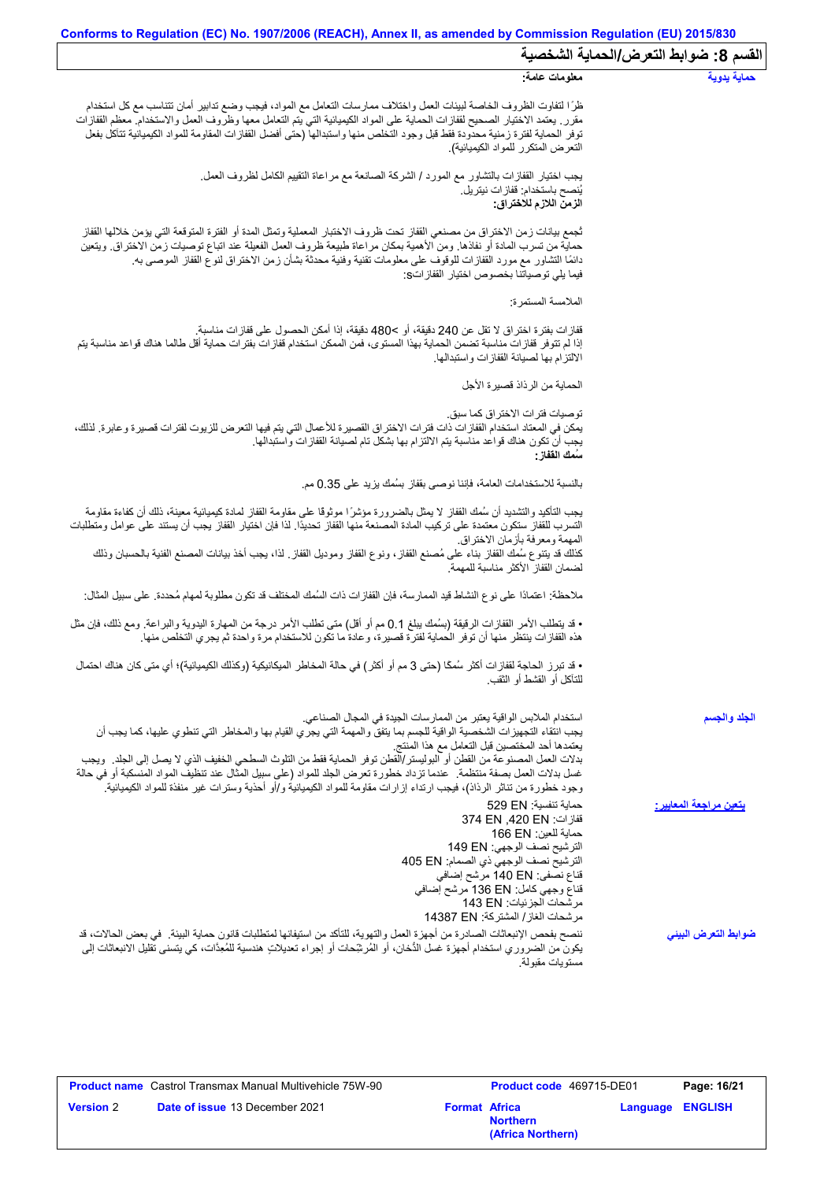Conforms to Regulation (EC) No. 1907/2006 (REACH), Annex II, as amended by Commission Regulation (EU) 2015/830

## القسم 8: ضوابط التعرض/الحماية الشخصية

**حماية يدوية**

**معلومات عامة:**

ظرًا لتفاوت الظروف الخاصة لبيئات العمل واختلاف ممارسات التعامل مع المواد، فيجب وضع تدابير أمان تتناسب مع كل استخدام مقرر. يعتمد الاختيار الصحيح لقفازات الحماية على المواد الكيميائية التي يتم التعامل معها وظروف العمل والاستخدام. معظم القفازات توفر الحماية لفترة زمنية محدودة فقط قبل وجود التخلص منها واستبدالها (حتى أفضل القفازات المقاومة للمواد الكيميائية تتآكل بفعل التعرض المتكرر للمواد الكيميائية).

يجب اختيار القفازات بالتشاور مع المورد / الشركة الصانعة مع مراعاة التقييم الكامل لظروف العمل.
يُنصح باستخدام: قفازات نيتريل.
**الزمن اللازم للاختراق:**

تُجمع بيانات زمن الاختراق من مصنعي القفاز تحت ظروف الاختبار المعملية وتمثل المدة أو الفترة المتوقعة التي يؤمن خلالها القفاز حماية من تسرب المادة أو نفاذها. ومن الأهمية بمكان مراعاة طبيعة ظروف العمل الفعيلة عند اتباع توصيات زمن الاختراق. ويتعين دائمًا التشاور مع مورد القفازات للوقوف على معلومات تقنية وفنية محدثة بشأن زمن الاختراق لنوع القفاز الموصى به.
فيما يلي توصياتنا بخصوص اختيار القفازاتs:

الملامسة المستمرة:

قفازات بفترة اختراق لا تقل عن 240 دقيقة، أو >480 دقيقة، إذا أمكن الحصول على قفازات مناسبة.
إذا لم تتوفر قفازات مناسبة تضمن الحماية بهذا المستوى، فمن الممكن استخدام قفازات بفترات حماية أقل طالما هناك قواعد مناسبة يتم الالتزام بها لصيانة القفازات واستبدالها.

الحماية من الرذاذ قصيرة الأجل

توصيات فترات الاختراق كما سبق.
يمكن في المعتاد استخدام القفازات ذات فترات الاختراق القصيرة للأعمال التي يتم فيها التعرض للزيوت لفترات قصيرة وعابرة. لذلك، يجب أن تكون هناك قواعد مناسبة يتم الالتزام بها بشكل تام لصيانة القفازات واستبدالها.
**سُمك القفاز:**

بالنسبة للاستخدامات العامة، فإننا نوصى بقفاز بسُمك يزيد على 0.35 مم.

يجب التأكيد والتشديد أن سُمك القفاز لا يمثل بالضرورة مؤشرًا موثوقًا على مقاومة القفاز لمادة كيميائية معينة، ذلك أن كفاءة مقاومة التسرب للقفاز ستكون معتمدة على تركيب المادة المصنعة منها القفاز تحديدًا. لذا فإن اختيار القفاز يجب أن يستند على عوامل ومتطلبات المهمة ومعرفة بأزمان الاختراق.
كذلك قد يتنوع سُمك القفاز بناء على مُصنع القفاز، ونوع القفاز وموديل القفاز. لذا، يجب أخذ بيانات المصنع الفنية بالحسبان وذلك لضمان القفاز الأكثر مناسبة للمهمة.

ملاحظة: اعتمادًا على نوع النشاط قيد الممارسة، فإن القفازات ذات السُمك المختلف قد تكون مطلوبة لمهام مُحددة. على سبيل المثال:

• قد يتطلب الأمر القفازات الرقيقة (بسُمك يبلغ 0.1 مم أو أقل) متى تطلب الأمر درجة من المهارة اليدوية والبراعة. ومع ذلك، فإن مثل هذه القفازات ينتظر منها أن توفر الحماية لفترة قصيرة، وعادة ما تكون للاستخدام مرة واحدة ثم يجري التخلص منها.

• قد تبرز الحاجة لقفازات أكثر سُمكًا (حتى 3 مم أو أكثر) في حالة المخاطر الميكانيكية (وكذلك الكيميائية)؛ أي متى كان هناك احتمال للتآكل أو القشط أو الثقب.

**الجلد والجسم**

استخدام الملابس الواقية يعتبر من الممارسات الجيدة في المجال الصناعي.
يجب انتقاء التجهيزات الشخصية الواقية للجسم بما يتفق والمهمة التي يجري القيام بها والمخاطر التي تنطوي عليها، كما يجب أن يعتمدها أحد المختصين قبل التعامل مع هذا المنتج.
بدلات العمل المصنوعة من القطن أو البوليستر/القطن توفر الحماية فقط من التلوث السطحي الخفيف الذي لا يصل إلى الجلد. ويجب غسل بدلات العمل بصفة منتظمة. عندما تزداد خطورة تعرض الجلد للمواد (على سبيل المثال عند تنظيف المواد المنسكبة أو في حالة وجود خطورة من تناثر الرذاذ)، فيجب ارتداء إزارات مقاومة للمواد الكيميائية و/أو أحذية وسترات غير منفذة للمواد الكيميائية.

**يتعين مراجعة المعايير:**

حماية تنفسية: EN 529
قفازات: EN 420, EN 374
حماية للعين: EN 166
الترشيح نصف الوجهي: EN 149
الترشيح نصف الوجهي ذي الصمام: EN 405
قناع نصفي: EN 140 مرشح إضافي
قناع وجهي كامل: EN 136 مرشح إضافي
مرشحات الجزئيات: EN 143
مرشحات الغاز/ المشتركة: EN 14387

**ضوابط التعرض البيئي**

ننصح بفحص الإنبعاثات الصادرة من أجهزة العمل والتهوية، للتأكد من استيفائها لمتطلبات قانون حماية البيئة. في بعض الحالات، قد يكون من الضروري استخدام أجهزة غسل الدُخان، أو المُرشِحات أو إجراء تعديلاتٍ هندسية للمُعِدّات، كي يتسنى تقليل الانبعاثات إلى مستويات مقبولة.

| **Product name** Castrol Transmax Manual Multivehicle 75W-90 | **Product code** 469715-DE01 | **Page: 16/21** |
| --- | --- | --- |
| **Version** 2 **Date of issue** 13 December 2021 | **Format Africa Northern (Africa Northern)** | **Language ENGLISH** |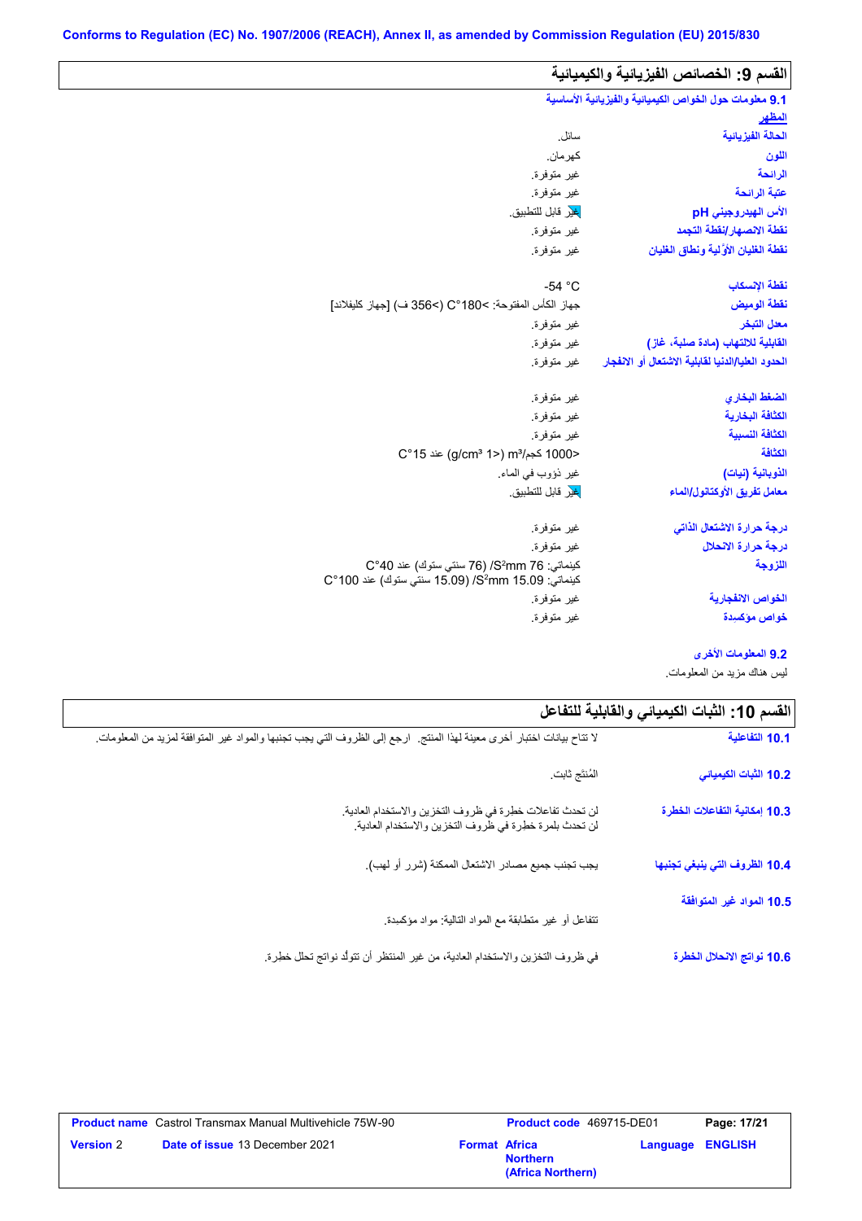Conforms to Regulation (EC) No. 1907/2006 (REACH), Annex II, as amended by Commission Regulation (EU) 2015/830

## القسم 9: الخصائص الفيزيائية والكيميائية

### 9.1 معلومات حول الخواص الكيميائية والفيزيائية الأساسية

**المظهر**

| | |
|---|---|
| **الحالة الفيزيائية** | سائل. |
| **اللون** | كهرمان. |
| **الرائحة** | غير متوفرة. |
| **عتبة الرائحة** | غير متوفرة. |
| **الأس الهيدروجيني pH** | غير قابل للتطبيق. |
| **نقطة الانصهار/نقطة التجمد** | غير متوفرة. |
| **نقطة الغليان الأوّلية ونطاق الغليان** | غير متوفرة. |
| **نقطة الإنسكاب** | -54 °C |
| **نقطة الوميض** | جهاز الكأس المفتوحة: >180°C (>356 ف) [جهاز كليفلاند] |
| **معدل التبخر** | غير متوفرة. |
| **القابلية للالتهاب (مادة صلبة، غاز)** | غير متوفرة. |
| **الحدود العليا/الدنيا لقابلية الاشتعال أو الانفجار** | غير متوفرة. |
| **الضغط البخاري** | غير متوفرة. |
| **الكثافة البخارية** | غير متوفرة. |
| **الكثافة النسبية** | غير متوفرة. |
| **الكثافة** | <1000 كجم/m³ (<1 g/cm³) عند 15°C |
| **الذوبانية (نيات)** | غير ذؤوب في الماء. |
| **معامل تفريق الأوكتانول/الماء** | غير قابل للتطبيق. |
| **درجة حرارة الاشتعال الذاتي** | غير متوفرة. |
| **درجة حرارة الانحلال** | غير متوفرة. |
| **اللزوجة** | كينماتي: 76 mm²/S (76 سنتي ستوك) عند 40°C<br>كينماتي: 15.09 mm²/S (15.09 سنتي ستوك) عند 100°C |
| **الخواص الانفجارية** | غير متوفرة. |
| **خواص مؤكسدة** | غير متوفرة. |

### 9.2 المعلومات الأخرى

ليس هناك مزيد من المعلومات.

## القسم 10: الثبات الكيميائي والقابلية للتفاعل

| | |
|---|---|
| **10.1 التفاعلية** | لا تتاح بيانات اختبار أخرى معينة لهذا المنتج. ارجع إلى الظروف التي يجب تجنبها والمواد غير المتوافقة لمزيد من المعلومات. |
| **10.2 الثبات الكيميائي** | المُنتج ثابت. |
| **10.3 إمكانية التفاعلات الخطرة** | لن تحدث تفاعلات خطرة في ظروف التخزين والاستخدام العادية.<br>لن تحدث بلمرة خطرة في ظروف التخزين والاستخدام العادية. |
| **10.4 الظروف التي ينبغي تجنبها** | يجب تجنب جميع مصادر الاشتعال الممكنة (شرر أو لهب). |
| **10.5 المواد غير المتوافقة** | تتفاعل أو غير متطابقة مع المواد التالية: مواد مؤكسدة. |
| **10.6 نواتج الانحلال الخطرة** | في ظروف التخزين والاستخدام العادية، من غير المنتظر أن تتولّد نواتج تحلل خطرة. |

| | | | |
|---|---|---|---|
| **Product name** Castrol Transmax Manual Multivehicle 75W-90 | | **Product code** 469715-DE01 | **Page: 17/21** |
| **Version** 2 | **Date of issue** 13 December 2021 | **Format** Africa Northern (Africa Northern) | **Language** ENGLISH |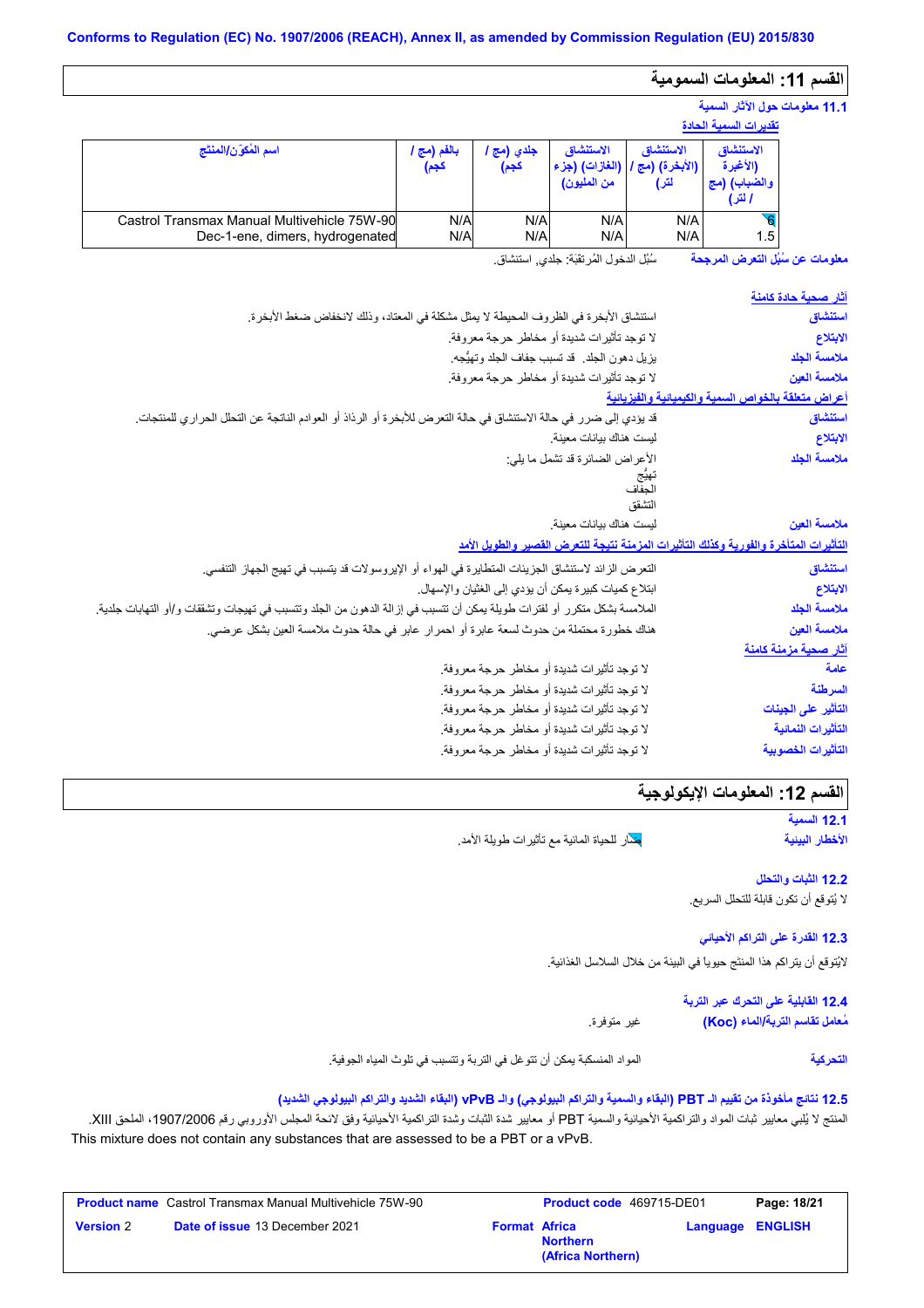Conforms to Regulation (EC) No. 1907/2006 (REACH), Annex II, as amended by Commission Regulation (EU) 2015/830

## القسم 11: المعلومات السمومية

### 11.1 معلومات حول الآثار السمية

تقديرات السمية الحادة

| اسم المُكوّن/المنتج | بالفم (مج / كجم) | جلدي (مج / كجم) | الاستنشاق (الغازات) (جزء من المليون) | الاستنشاق (الأبخرة) (مج / لتر) | الاستنشاق (الأغبرة والضباب) (مج / لتر) |
|---|---|---|---|---|---|
| Castrol Transmax Manual Multivehicle 75W-90 | N/A | N/A | N/A | N/A | 6 |
| Dec-1-ene, dimers, hydrogenated | N/A | N/A | N/A | N/A | 1.5 |

**معلومات عن سُبُل التعرض المرجحة** سُبُل الدخول المُرتقَبة: جلدي, استنشاق.

**آثار صحية حادة كامنة**

**استنشاق** استنشاق الأبخرة في الظروف المحيطة لا يمثل مشكلة في المعتاد، وذلك لانخفاض ضغط الأبخرة.

**الابتلاع** لا توجد تأثيرات شديدة أو مخاطر حرجة معروفة.

**ملامسة الجلد** يزيل دهون الجلد. قد تسبب جفاف الجلد وتهيُّجه.

**ملامسة العين** لا توجد تأثيرات شديدة أو مخاطر حرجة معروفة.

**أعراض متعلقة بالخواص السمية والكيميائية والفيزيائية**

**استنشاق** قد يؤدي إلى ضرر في حالة الاستنشاق في حالة التعرض للأبخرة أو الرذاذ أو العوادم الناتجة عن التحلل الحراري للمنتجات.

**الابتلاع** ليست هناك بيانات معينة.

**ملامسة الجلد** الأعراض الضائرة قد تشمل ما يلي:
تهيُّج
الجفاف
التشقق

**ملامسة العين** ليست هناك بيانات معينة.

**التأثيرات المتأخرة والفورية وكذلك التأثيرات المزمنة نتيجة للتعرض القصير والطويل الأمد**

**استنشاق** التعرض الزائد لاستنشاق الجزيئات المتطايرة في الهواء أو الإيروسولات قد يتسبب في تهيج الجهاز التنفسي.

**الابتلاع** ابتلاع كميات كبيرة يمكن أن يؤدي إلى الغثيان والإسهال.

**ملامسة الجلد** الملامسة بشكل متكرر أو لفترات طويلة يمكن أن تتسبب في إزالة الدهون من الجلد وتتسبب في تهيجات وتشققات و/أو التهابات جلدية.

**ملامسة العين** هناك خطورة محتملة من حدوث لسعة عابرة أو احمرار عابر في حالة حدوث ملامسة العين بشكل عرضي.

**آثار صحية مزمنة كامنة**

**عامة** لا توجد تأثيرات شديدة أو مخاطر حرجة معروفة.

**السرطنة** لا توجد تأثيرات شديدة أو مخاطر حرجة معروفة.

**التأثير على الجينات** لا توجد تأثيرات شديدة أو مخاطر حرجة معروفة.

**التأثيرات النمائية** لا توجد تأثيرات شديدة أو مخاطر حرجة معروفة.

**التأثيرات الخصوبية** لا توجد تأثيرات شديدة أو مخاطر حرجة معروفة.

## القسم 12: المعلومات الإيكولوجية

### 12.1 السمية

**الأخطار البيئية** ضار للحياة المائية مع تأثيرات طويلة الأمد.

### 12.2 الثبات والتحلل

لا يُتوقع أن تكون قابلة للتحلل السريع.

### 12.3 القدرة على التراكم الأحيائي

لايُتوقع أن يتراكم هذا المنتج حيويا في البيئة من خلال السلاسل الغذائية.

### 12.4 القابلية على التحرك عبر التربة

**مُعامل تقاسم التربة/الماء (Koc)** غير متوفرة.

**التحركية** المواد المنسكبة يمكن أن تتوغل في التربة وتتسبب في تلوث المياه الجوفية.

### 12.5 نتائج مأخوذة من تقييم الـ PBT (البقاء والسمية والتراكم البيولوجي) والـ vPvB (البقاء الشديد والتراكم البيولوجي الشديد)

المنتج لا يُلبي معايير ثبات المواد والتراكمية الأحيائية والسمية PBT أو معايير شدة الثبات وشدة التراكمية الأحيائية وفق لائحة المجلس الأوروبي رقم 1907/2006، الملحق XIII.
This mixture does not contain any substances that are assessed to be a PBT or a vPvB.

| **Product name** Castrol Transmax Manual Multivehicle 75W-90 | **Product code** 469715-DE01 | **Page: 18/21** |
|---|---|---|
| **Version** 2 **Date of issue** 13 December 2021 | **Format Africa Northern (Africa Northern)** | **Language ENGLISH** |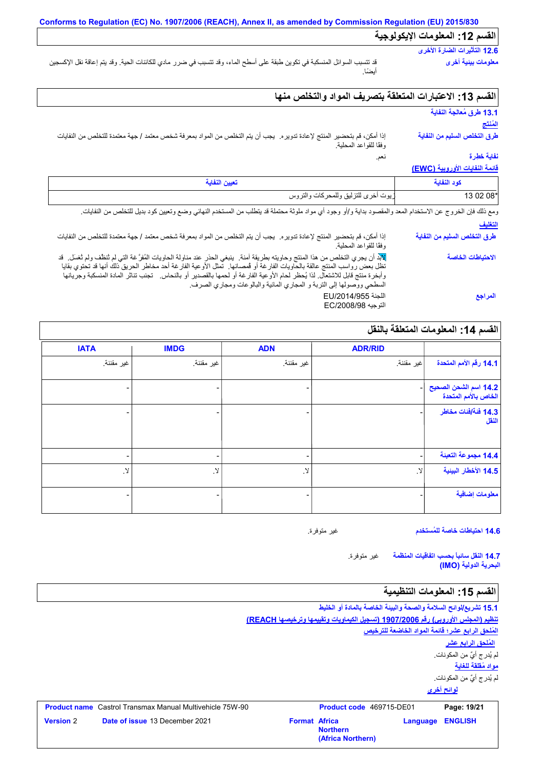Conforms to Regulation (EC) No. 1907/2006 (REACH), Annex II, as amended by Commission Regulation (EU) 2015/830

## القسم 12: المعلومات الإيكولوجية

**12.6 التأثيرات الضارة الأخرى**

**معلومات بيئية أخرى**: قد تتسبب السوائل المنسكبة في تكوين طبقة على أسطح الماء، وقد تتسبب في ضرر مادي للكائنات الحية. وقد يتم إعاقة نقل الإكسجين أيضًا.

## القسم 13: الاعتبارات المتعلقة بتصريف المواد والتخلص منها

**13.1 طرق مُعالجة النفاية**

**المُنتَج**

**طرق التخلص السليم من النفاية**: إذا أمكن، قم بتحضير المنتج لإعادة تدويره. يجب أن يتم التخلص من المواد بمعرفة شخص معتمد / جهة معتمدة للتخلص من النفايات وفقا للقواعد المحلية.

**نفاية خطرة**: نعم.

**قائمة النفايات الأوروبية (EWC)**

| كود النفاية | تعيين النفاية |
|---|---|
| 13 02 08* | زيوت أخرى للتزليق للمحركات والتروس |

ومع ذلك فإن الخروج عن الاستخدام المعد والمقصود بداية و/أو وجود أي مواد ملوثة محتملة قد يتطلب من المستخدم النهائي وضع وتعيين كود بديل للتخلص من النفايات.

**التغليف**

**طرق التخلص السليم من النفاية**: إذا أمكن، قم بتحضير المنتج لإعادة تدويره. يجب أن يتم التخلص من المواد بمعرفة شخص معتمد / جهة معتمدة للتخلص من النفايات وفقا للقواعد المحلية.

**الاحتياطات الخاصة**: لابد أن يجري التخلص من هذا المنتج وحاويته بطريقة آمنة. ينبغي الحذر عند مناولة الحاويات المُفرَّغة التي لم تُنظف ولم تُغسل. قد تظل بعض رواسب المنتج عالقة بالحاويات الفارغة أو قُمصانها. تمثل الأوعية الفارغة أحد مخاطر الحريق ذلك أنها قد تحتوي بقايا وأبخرة منتج قابل للاشتعال. لذا يُحظر لحام الأوعية الفارغة أو لحمها بالقصدير أو بالنحاس. تجنب تناثر المادة المنسكبة وجريانها السطحي ووصولها إلى التربة و المجاري المائية والبالوعات ومجاري الصرف.

**المراجع**: اللجنة EU/2014/955
التوجيه EC/2008/98

## القسم 14: المعلومات المتعلقة بالنقل

| | ADR/RID | ADN | IMDG | IATA |
|---|---|---|---|---|
| **14.1 رقم الأمم المتحدة** | غير مقننة. | غير مقننة. | غير مقننة. | غير مقننة. |
| **14.2 اسم الشحن الصحيح الخاص بالأمم المتحدة** | - | - | - | - |
| **14.3 فئة/فئات مخاطر النقل** | - | - | - | - |
| **14.4 مجموعة التعبئة** | - | - | - | - |
| **14.5 الأخطار البيئية** | لا. | لا. | لا. | لا. |
| **معلومات إضافية** | - | - | - | - |

**14.6 احتياطات خاصة للمُستخدم**: غير متوفرة.

**14.7 النقل سائباً بحسب اتفاقيات المنظمة البحرية الدولية (IMO)**: غير متوفرة.

## القسم 15: المعلومات التنظيمية

**15.1 تشريع/لوائح السلامة والصحة والبيئة الخاصة بالمادة أو الخليط**

**تنظيم (المجلس الأوروبي) رقم 1907/2006 (تسجيل الكيماويات وتقييمها وترخيصها REACH)**

**المُلحق الرابع عشر؛ قائمة المواد الخاضعة للترخيص**

**المُلحق الرابع عشر**

لم يُدرج أيٌ من المكونات.

**مواد مُقلقة للغاية**

لم يُدرج أيٌ من المكونات.

**لوائح أخرى**

| | | | |
|---|---|---|---|
| **Product name** Castrol Transmax Manual Multivehicle 75W-90 | | **Product code** 469715-DE01 | |
| **Version** 2 | **Date of issue** 13 December 2021 | **Format** Africa Northern (Africa Northern) | **Language** ENGLISH |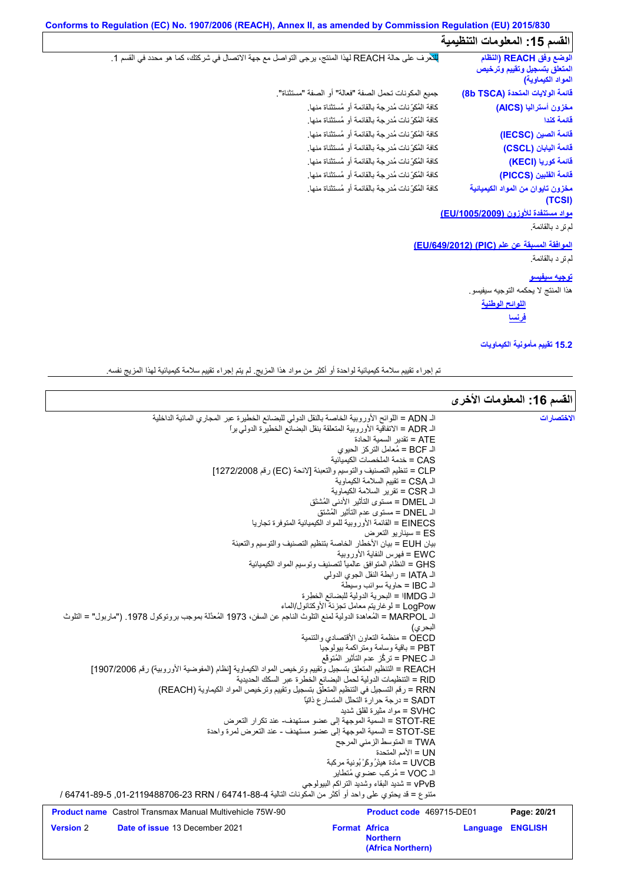## القسم 15: المعلومات التنظيمية

| | |
|---|---|
| **الوضع وفق REACH (النظام المتعلق بتسجيل وتقييم وترخيص المواد الكيماوية)** | للتعرف على حالة REACH لهذا المنتج، يرجى التواصل مع جهة الاتصال في شركتك، كما هو محدد في القسم 1. |
| **قائمة الولايات المتحدة (8b TSCA)** | جميع المكونات تحمل الصفة "فعالة" أو الصفة "مستثناة". |
| **مخزون أستراليا (AICS)** | كافة المُكوّنات مُدرجة بالقائمة أو مُستثناة منها. |
| **قائمة كندا** | كافة المُكوّنات مُدرجة بالقائمة أو مُستثناة منها. |
| **قائمة الصين (IECSC)** | كافة المُكوّنات مُدرجة بالقائمة أو مُستثناة منها. |
| **قائمة اليابان (CSCL)** | كافة المُكوّنات مُدرجة بالقائمة أو مُستثناة منها. |
| **قائمة كوريا (KECI)** | كافة المُكوّنات مُدرجة بالقائمة أو مُستثناة منها. |
| **قائمة الفلبين (PICCS)** | كافة المُكوّنات مُدرجة بالقائمة أو مُستثناة منها. |
| **مخزون تايوان من المواد الكيميائية (TCSI)** | كافة المُكوّنات مُدرجة بالقائمة أو مُستثناة منها. |

**مواد مستنفدة للأوزون (EU/1005/2009)**

لم ترد بالقائمة.

**الموافقة المسبقة عن علم (PIC) (EU/649/2012)**

لم ترد بالقائمة.

**توجيه سيفيسو**

هذا المنتج لا يحكمه التوجيه سيفيسو.

**اللوائح الوطنية**

**فرنسا**

### 15.2 تقييم مأمونية الكيماويات

تم إجراء تقييم سلامة كيميائية لواحدة أو أكثر من مواد هذا المزيج. لم يتم إجراء تقييم سلامة كيميائية لهذا المزيج نفسه.

## القسم 16: المعلومات الأخرى

**الاختصارات**

الـ ADN = اللوائح الأوروبية الخاصة بالنقل الدولي للبضائع الخطيرة عبر المجاري المائية الداخلية
الـ ADR = الاتفاقية الأوروبية المتعلقة بنقل البضائع الخطيرة الدولي براً
ATE = تقدير السمية الحادة
الـ BCF = مُعامل التركز الحيوي
CAS = خدمة الملخصات الكيميائية
CLP = تنظيم التصنيف والتوسيم والتعبئة [لائحة (EC) رقم 1272/2008]
الـ CSA = تقييم السلامة الكيماوية
الـ CSR = تقرير السلامة الكيماوية
الـ DMEL = مستوى التأثير الأدنى المُشتق
الـ DNEL = مستوى عدم التأثير المُشتق
EINECS = القائمة الأوروبية للمواد الكيميائية المتوفرة تجاريا
ES = سيناريو التعرض
بيان EUH = بيان الأخطار الخاصة بتنظيم التصنيف والتوسيم والتعبئة
EWC = فهرس النفاية الأوروبية
GHS = النظام المتوافق عالمياً لتصنيف وتوسيم المواد الكيميائية
الـ IATA = رابطة النقل الجوي الدولي
الـ IBC = حاوية سوائب وسيطة
الـ IMDG = البحرية الدولية للبضائع الخطرة
LogPow = لوغاريتم معامل تجزئة الأوكتانول/الماء
الـ MARPOL = المُعاهدة الدولية لمنع التلوث الناجم عن السفن، 1973 المُعدّلة بموجب بروتوكول 1978. ("ماربول" = التلوث البحري)
OECD = منظمة التعاون الأقتصادي والتنمية
PBT = باقية وسامة ومتراكمة بيولوجيا
الـ PNEC = تركّز عدم التأثير المُتوقع
REACH = التنظيم المتعلق بتسجيل وتقييم وترخيص المواد الكيماوية [نظام (المفوضية الأوروبية) رقم 1907/2006]
RID = التنظيمات الدولية لحمل البضائع الخطرة عبر السكك الحديدية
RRN = رقم التسجيل في التنظيم المتعلّق بتسجيل وتقييم وترخيص المواد الكيماوية (REACH)
SADT = درجة حرارة التحلل المتسارع ذاتيًا
SVHC = مواد مثيرة لقلق شديد
STOT-RE = السمية الموجهة إلى عضو مستهدف- عند تكرار التعرض
STOT-SE = السمية الموجهة إلى عضو مستهدف - عند التعرض لمرة واحدة
TWA = المتوسط الزمني المرجح
UN = الأمم المتحدة
UVCB = مادة هيدْروكرْبونية مركبة
الـ VOC = مُركب عضوي مُتطاير
vPvB = شديد البقاء وشديد التراكم البيولوجي
متنوع = قد يحتوي على واحد أو أكثر من المكونات التالية 64741-88-4 RRN 01-2119488706-23, 64741-89-5 /

| | | | |
|---|---|---|---|
| **Product name** Castrol Transmax Manual Multivehicle 75W-90 | | **Product code** 469715-DE01 | |
| **Version** 2 | **Date of issue** 13 December 2021 | **Format** Africa Northern (Africa Northern) | **Language** ENGLISH |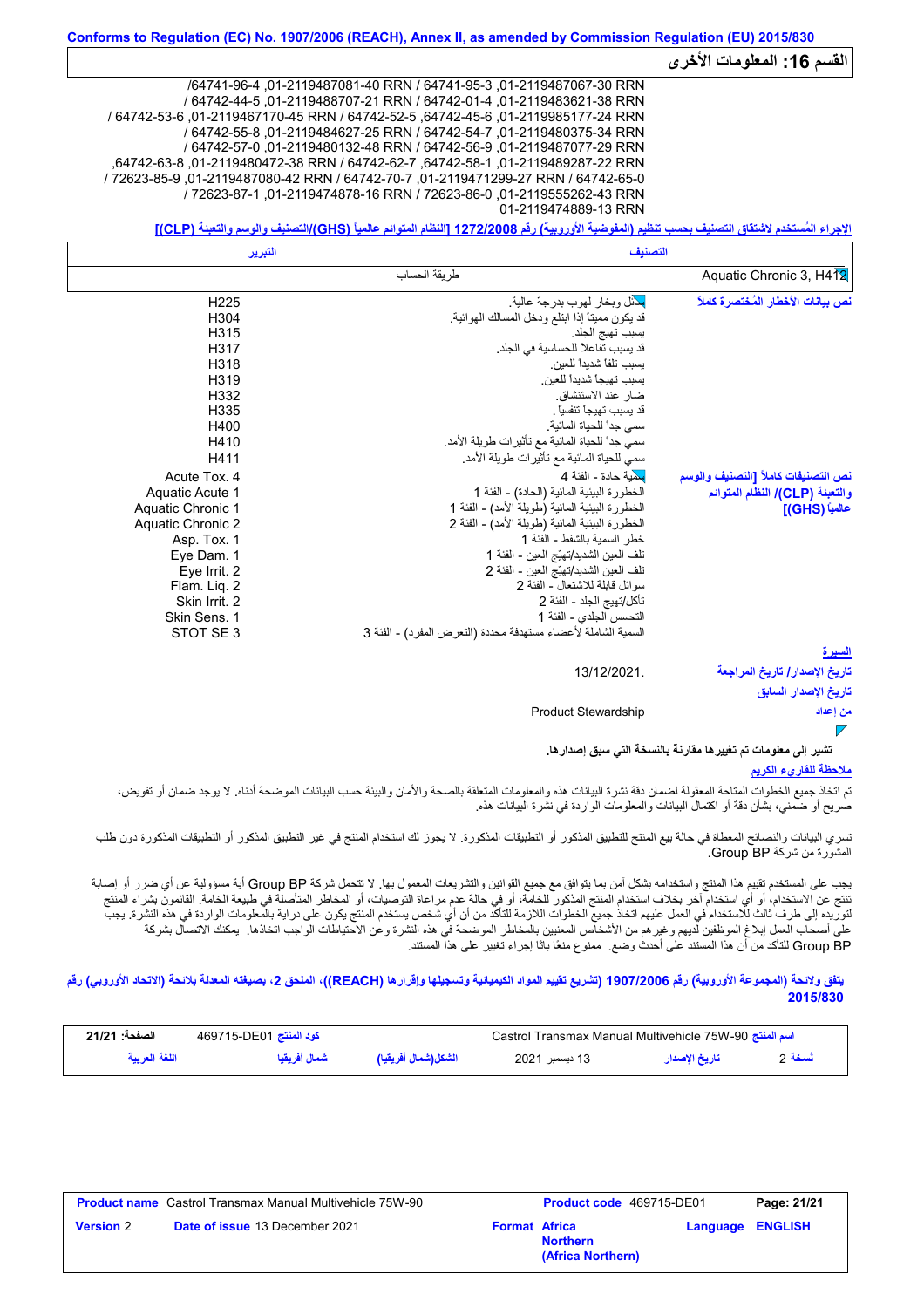## القسم 16: المعلومات الأخرى

/64741-96-4 ,01-2119487081-40 RRN / 64741-95-3 ,01-2119487067-30 RRN
/ 64742-44-5 ,01-2119488707-21 RRN / 64742-01-4 ,01-2119483621-38 RRN
/ 64742-53-6 ,01-2119467170-45 RRN / 64742-52-5 ,64742-45-6 ,01-2119985177-24 RRN
/ 64742-55-8 ,01-2119484627-25 RRN / 64742-54-7 ,01-2119480375-34 RRN
/ 64742-57-0 ,01-2119480132-48 RRN / 64742-56-9 ,01-2119487077-29 RRN
,64742-63-8 ,01-2119480472-38 RRN / 64742-62-7 ,64742-58-1 ,01-2119489287-22 RRN
/ 72623-85-9 ,01-2119487080-42 RRN / 64742-70-7 ,01-2119471299-27 RRN / 64742-65-0
/ 72623-87-1 ,01-2119474878-16 RRN / 72623-86-0 ,01-2119555262-43 RRN
01-2119474889-13 RRN

**الإجراء المُستخدم لاشتقاق التصنيف بحسب تنظيم (المفوضية الأوروبية) رقم 1272/2008 [النظام المتوائم عالمياً (GHS)/التصنيف والوسم والتعبئة (CLP)]**

| التصنيف | التبرير |
|---|---|
| Aquatic Chronic 3, H412 | طريقة الحساب |

**نص بيانات الأخطار المُختصرة كاملاً**

| | |
|---|---|
| H225 | سائل وبخار لهوب بدرجة عالية. |
| H304 | قد يكون مميتاً إذا ابتلع ودخل المسالك الهوائية. |
| H315 | يسبب تهيج الجلد. |
| H317 | قد يسبب تفاعلا للحساسية في الجلد. |
| H318 | يسبب تلفاً شديداً للعين. |
| H319 | يسبب تهيجاً شديداً للعين. |
| H332 | ضار عند الاستنشاق. |
| H335 | قد يسبب تهيجاً تنفسياً . |
| H400 | سمي جداً للحياة المائية. |
| H410 | سمي جداً للحياة المائية مع تأثيرات طويلة الأمد. |
| H411 | سمي للحياة المائية مع تأثيرات طويلة الأمد. |

**نص التصنيفات كاملاً [التصنيف والوسم والتعبئة (CLP)/ النظام المتوائم عالمياً (GHS)]**

| | |
|---|---|
| Acute Tox. 4 | سمية حادة - الفئة 4 |
| Aquatic Acute 1 | الخطورة البيئية المائية (الحادة) - الفئة 1 |
| Aquatic Chronic 1 | الخطورة البيئية المائية (طويلة الأمد) - الفئة 1 |
| Aquatic Chronic 2 | الخطورة البيئية المائية (طويلة الأمد) - الفئة 2 |
| Asp. Tox. 1 | خطر السمية بالشفط - الفئة 1 |
| Eye Dam. 1 | تلف العين الشديد/تهيّج العين - الفئة 1 |
| Eye Irrit. 2 | تلف العين الشديد/تهيّج العين - الفئة 2 |
| Flam. Liq. 2 | سوائل قابلة للاشتعال - الفئة 2 |
| Skin Irrit. 2 | تأكل/تهيج الجلد - الفئة 2 |
| Skin Sens. 1 | التحسس الجلدي - الفئة 1 |
| STOT SE 3 | السمية الشاملة لأعضاء مستهدفة محددة (التعرض المفرد) - الفئة 3 |

**السيرة**

تاريخ الإصدار/ تاريخ المراجعة: 13/12/2021.

تاريخ الإصدار السابق:

من إعداد: Product Stewardship

**تشير إلى معلومات تم تغييرها مقارنة بالنسخة التي سبق إصدارها.**

**ملاحظة للقارىء الكريم**

تم اتخاذ جميع الخطوات المتاحة المعقولة لضمان دقة نشرة البيانات هذه والمعلومات المتعلقة بالصحة والأمان والبيئة حسب البيانات الموضحة أدناه. لا يوجد ضمان أو تفويض، صريح أو ضمني، بشأن دقة أو اكتمال البيانات والمعلومات الواردة في نشرة البيانات هذه.

تسري البيانات والنصائح المعطاة في حالة بيع المنتج للتطبيق المذكور أو التطبيقات المذكورة. لا يجوز لك استخدام المنتج في غير التطبيق المذكور أو التطبيقات المذكورة دون طلب المشورة من شركة BP Group.

يجب على المستخدم تقييم هذا المنتج واستخدامه بشكل آمن بما يتوافق مع جميع القوانين والتشريعات المعمول بها. لا تتحمل شركة BP Group أية مسؤولية عن أي ضرر أو إصابة تنتج عن الاستخدام، أو أي استخدام آخر بخلاف استخدام المنتج المذكور للخامة، أو في حالة عدم مراعاة التوصيات، أو المخاطر المتأصلة في طبيعة الخامة. القائمون بشراء المنتج لتوريده إلى طرف ثالث للاستخدام في العمل عليهم اتخاذ جميع الخطوات اللازمة للتأكد من أن أي شخص يستخدم المنتج يكون على دراية بالمعلومات الواردة في هذه النشرة. يجب على أصحاب العمل إبلاغ الموظفين لديهم وغيرهم من الأشخاص المعنيين بالمخاطر الموضحة في هذه النشرة وعن الاحتياطات الواجب اتخاذها. يمكنك الاتصال بشركة BP Group للتأكد من أن هذا المستند على أحدث وضع. ممنوع منعاً باتاً إجراء تغيير على هذا المستند.

| اسم المنتج Castrol Transmax Manual Multivehicle 75W-90 | | كود المنتج 469715-DE01 | الصفحة: 21/21 |
|---|---|---|---|
| نُسخة 2 | تاريخ الإصدار 13 ديسمبر 2021 | الشكل(شمال أفريقيا) شمال أفريقيا | اللغة العربية |

| Product name Castrol Transmax Manual Multivehicle 75W-90 | | Product code 469715-DE01 | Page: 21/21 |
|---|---|---|---|
| Version 2 | Date of issue 13 December 2021 | Format Africa Northern (Africa Northern) | Language ENGLISH |